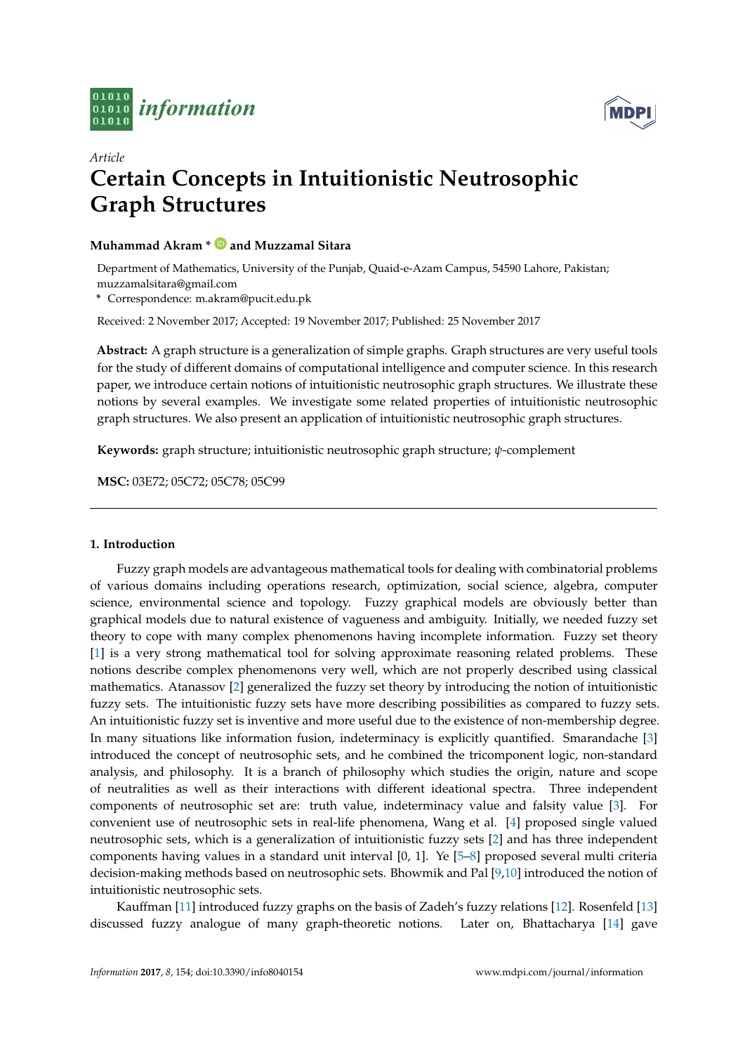*Article*

# Certain Concepts in Intuitionistic Neutrosophic Graph Structures

**Muhammad Akram * and Muzzamal Sitara**

Department of Mathematics, University of the Punjab, Quaid-e-Azam Campus, 54590 Lahore, Pakistan; muzzamalsitara@gmail.com

\* Correspondence: m.akram@pucit.edu.pk

Received: 2 November 2017; Accepted: 19 November 2017; Published: 25 November 2017

**Abstract:** A graph structure is a generalization of simple graphs. Graph structures are very useful tools for the study of different domains of computational intelligence and computer science. In this research paper, we introduce certain notions of intuitionistic neutrosophic graph structures. We illustrate these notions by several examples. We investigate some related properties of intuitionistic neutrosophic graph structures. We also present an application of intuitionistic neutrosophic graph structures.

**Keywords:** graph structure; intuitionistic neutrosophic graph structure; $\psi$-complement

**MSC:** 03E72; 05C72; 05C78; 05C99

## 1. Introduction

Fuzzy graph models are advantageous mathematical tools for dealing with combinatorial problems of various domains including operations research, optimization, social science, algebra, computer science, environmental science and topology. Fuzzy graphical models are obviously better than graphical models due to natural existence of vagueness and ambiguity. Initially, we needed fuzzy set theory to cope with many complex phenomenons having incomplete information. Fuzzy set theory [1] is a very strong mathematical tool for solving approximate reasoning related problems. These notions describe complex phenomenons very well, which are not properly described using classical mathematics. Atanassov [2] generalized the fuzzy set theory by introducing the notion of intuitionistic fuzzy sets. The intuitionistic fuzzy sets have more describing possibilities as compared to fuzzy sets. An intuitionistic fuzzy set is inventive and more useful due to the existence of non-membership degree. In many situations like information fusion, indeterminacy is explicitly quantified. Smarandache [3] introduced the concept of neutrosophic sets, and he combined the tricomponent logic, non-standard analysis, and philosophy. It is a branch of philosophy which studies the origin, nature and scope of neutralities as well as their interactions with different ideational spectra. Three independent components of neutrosophic set are: truth value, indeterminacy value and falsity value [3]. For convenient use of neutrosophic sets in real-life phenomena, Wang et al. [4] proposed single valued neutrosophic sets, which is a generalization of intuitionistic fuzzy sets [2] and has three independent components having values in a standard unit interval [0, 1]. Ye [5–8] proposed several multi criteria decision-making methods based on neutrosophic sets. Bhowmik and Pal [9,10] introduced the notion of intuitionistic neutrosophic sets.

Kauffman [11] introduced fuzzy graphs on the basis of Zadeh's fuzzy relations [12]. Rosenfeld [13] discussed fuzzy analogue of many graph-theoretic notions. Later on, Bhattacharya [14] gave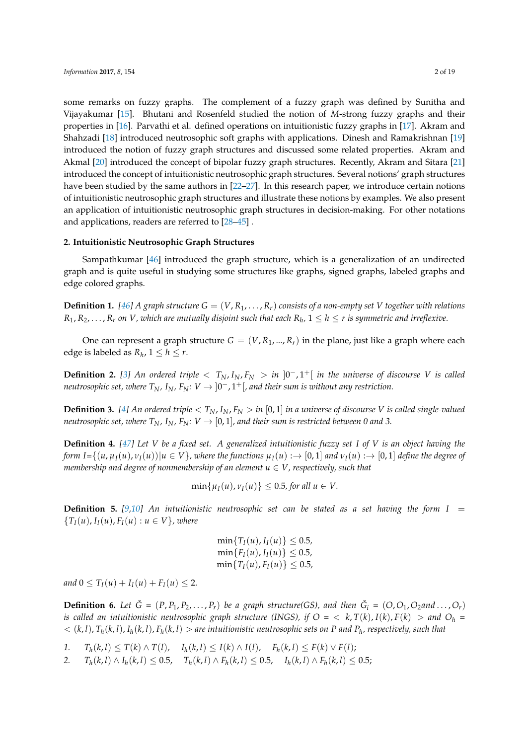some remarks on fuzzy graphs. The complement of a fuzzy graph was defined by Sunitha and Vijayakumar [15]. Bhutani and Rosenfeld studied the notion of $M$-strong fuzzy graphs and their properties in [16]. Parvathi et al. defined operations on intuitionistic fuzzy graphs in [17]. Akram and Shahzadi [18] introduced neutrosophic soft graphs with applications. Dinesh and Ramakrishnan [19] introduced the notion of fuzzy graph structures and discussed some related properties. Akram and Akmal [20] introduced the concept of bipolar fuzzy graph structures. Recently, Akram and Sitara [21] introduced the concept of intuitionistic neutrosophic graph structures. Several notions' graph structures have been studied by the same authors in [22–27]. In this research paper, we introduce certain notions of intuitionistic neutrosophic graph structures and illustrate these notions by examples. We also present an application of intuitionistic neutrosophic graph structures in decision-making. For other notations and applications, readers are referred to [28–45] .

## 2. Intuitionistic Neutrosophic Graph Structures

Sampathkumar [46] introduced the graph structure, which is a generalization of an undirected graph and is quite useful in studying some structures like graphs, signed graphs, labeled graphs and edge colored graphs.

**Definition 1.** *[46] A graph structure $G = (V, R_1, \ldots, R_r)$ consists of a non-empty set $V$ together with relations $R_1, R_2, \ldots, R_r$ on $V$, which are mutually disjoint such that each $R_h$, $1 \leq h \leq r$ is symmetric and irreflexive.*

One can represent a graph structure $G = (V, R_1, ..., R_r)$ in the plane, just like a graph where each edge is labeled as $R_h$, $1 \leq h \leq r$.

**Definition 2.** *[3] An ordered triple $< T_N, I_N, F_N >$ in $]0^-, 1^+[$ in the universe of discourse $V$ is called neutrosophic set, where $T_N$, $I_N$, $F_N$: $V \rightarrow ]0^-, 1^+[$, and their sum is without any restriction.*

**Definition 3.** *[4] An ordered triple $< T_N, I_N, F_N >$ in $[0, 1]$ in a universe of discourse $V$ is called single-valued neutrosophic set, where $T_N$, $I_N$, $F_N$: $V \rightarrow [0, 1]$, and their sum is restricted between 0 and 3.*

**Definition 4.** *[47] Let $V$ be a fixed set. A generalized intuitionistic fuzzy set $I$ of $V$ is an object having the form $I$=$\{(u, \mu_I(u), \nu_I(u)) | u \in V\}$, where the functions $\mu_I(u) :\rightarrow [0, 1]$ and $\nu_I(u) :\rightarrow [0, 1]$ define the degree of membership and degree of nonmembership of an element $u \in V$, respectively, such that*

$$\min\{\mu_I(u), \nu_I(u)\} \leq 0.5, \text{ for all } u \in V.$$

**Definition 5.** *[9,10] An intuitionistic neutrosophic set can be stated as a set having the form $I = \{T_I(u), I_I(u), F_I(u) : u \in V\}$, where*

$$\min\{T_I(u), I_I(u)\} \leq 0.5,$$
$$\min\{F_I(u), I_I(u)\} \leq 0.5,$$
$$\min\{T_I(u), F_I(u)\} \leq 0.5,$$

*and $0 \leq T_I(u) + I_I(u) + F_I(u) \leq 2$.*

**Definition 6.** *Let $\check{G} = (P, P_1, P_2, \ldots, P_r)$ be a graph structure(GS), and then $\check{G}_i = (O, O_1, O_2 and \ldots, O_r)$ is called an intuitionistic neutrosophic graph structure (INGS), if $O = < k, T(k), I(k), F(k) >$ and $O_h = < (k, l), T_h(k, l), I_h(k, l), F_h(k, l) >$ are intuitionistic neutrosophic sets on $P$ and $P_h$, respectively, such that*

1. $T_h(k, l) \leq T(k) \wedge T(l)$, $\quad I_h(k, l) \leq I(k) \wedge I(l)$, $\quad F_h(k, l) \leq F(k) \vee F(l)$;
2. $T_h(k, l) \wedge I_h(k, l) \leq 0.5$, $\quad T_h(k, l) \wedge F_h(k, l) \leq 0.5$, $\quad I_h(k, l) \wedge F_h(k, l) \leq 0.5$;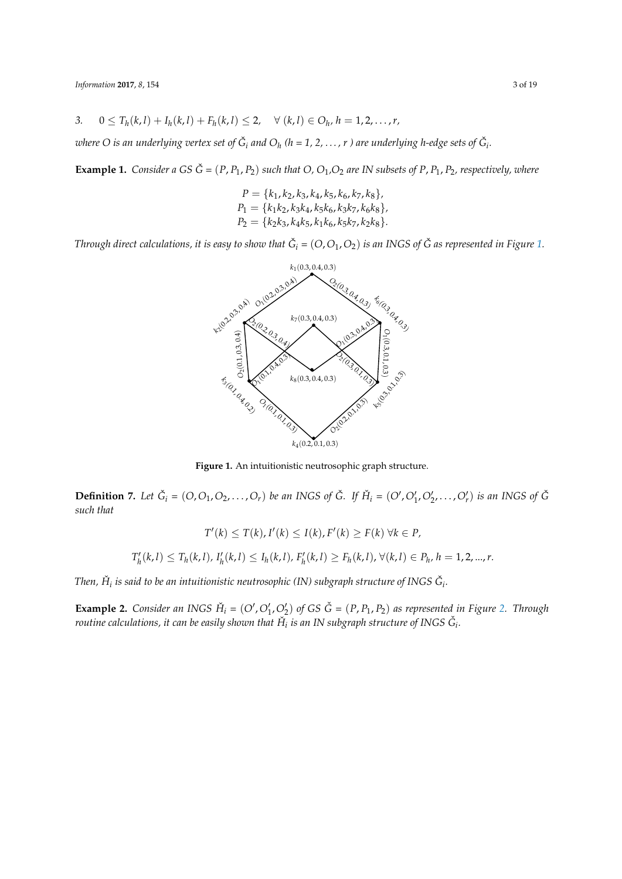3. $0 \leq T_h(k,l) + I_h(k,l) + F_h(k,l) \leq 2, \quad \forall\ (k,l) \in O_h,\ h = 1, 2, \ldots, r,$

*where $O$ is an underlying vertex set of $\check{G}_i$ and $O_h$ ($h$ = 1, 2, ..., $r$ ) are underlying h-edge sets of $\check{G}_i$.*

**Example 1.** *Consider a GS $\check{G} = (P, P_1, P_2)$ such that $O$, $O_1$,$O_2$ are IN subsets of $P, P_1, P_2$, respectively, where*

$$P = \{k_1, k_2, k_3, k_4, k_5, k_6, k_7, k_8\},$$
$$P_1 = \{k_1k_2, k_3k_4, k_5k_6, k_3k_7, k_6k_8\},$$
$$P_2 = \{k_2k_3, k_4k_5, k_1k_6, k_5k_7, k_2k_8\}.$$

*Through direct calculations, it is easy to show that $\check{G}_i = (O, O_1, O_2)$ is an INGS of $\check{G}$ as represented in Figure 1.*

**Figure 1.** An intuitionistic neutrosophic graph structure.

**Definition 7.** *Let $\check{G}_i = (O, O_1, O_2, \ldots, O_r)$ be an INGS of $\check{G}$. If $\check{H}_i = (O', O'_1, O'_2, \ldots, O'_r)$ is an INGS of $\check{G}$ such that*

$$T'(k) \leq T(k), I'(k) \leq I(k), F'(k) \geq F(k)\ \forall k \in P,$$

$$T'_h(k,l) \leq T_h(k,l),\ I'_h(k,l) \leq I_h(k,l),\ F'_h(k,l) \geq F_h(k,l),\ \forall (k,l) \in P_h,\ h = 1, 2, ..., r.$$

*Then, $\check{H}_i$ is said to be an intuitionistic neutrosophic (IN) subgraph structure of INGS $\check{G}_i$.*

**Example 2.** *Consider an INGS $\check{H}_i = (O', O'_1, O'_2)$ of GS $\check{G} = (P, P_1, P_2)$ as represented in Figure 2. Through routine calculations, it can be easily shown that $\check{H}_i$ is an IN subgraph structure of INGS $\check{G}_i$.*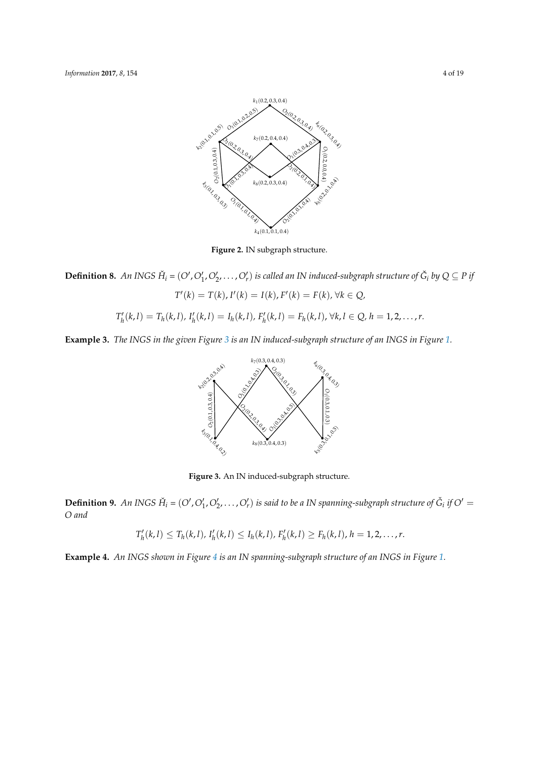**Figure 2.** IN subgraph structure.

**Definition 8.** *An INGS $\check{H}_i = (O', O'_1, O'_2, \ldots, O'_r)$ is called an IN induced-subgraph structure of $\check{G}_i$ by $Q \subseteq P$ if*

$$T'(k) = T(k), I'(k) = I(k), F'(k) = F(k), \forall k \in Q,$$

$$T'_h(k,l) = T_h(k,l), I'_h(k,l) = I_h(k,l), F'_h(k,l) = F_h(k,l), \forall k,l \in Q, h = 1,2,\ldots,r.$$

**Example 3.** *The INGS in the given Figure 3 is an IN induced-subgraph structure of an INGS in Figure 1.*

**Figure 3.** An IN induced-subgraph structure.

**Definition 9.** *An INGS $\check{H}_i = (O', O'_1, O'_2, \ldots, O'_r)$ is said to be a IN spanning-subgraph structure of $\check{G}_i$ if $O' = O$ and*

$$T'_h(k,l) \leq T_h(k,l), I'_h(k,l) \leq I_h(k,l), F'_h(k,l) \geq F_h(k,l), h = 1,2,\ldots,r.$$

**Example 4.** *An INGS shown in Figure 4 is an IN spanning-subgraph structure of an INGS in Figure 1.*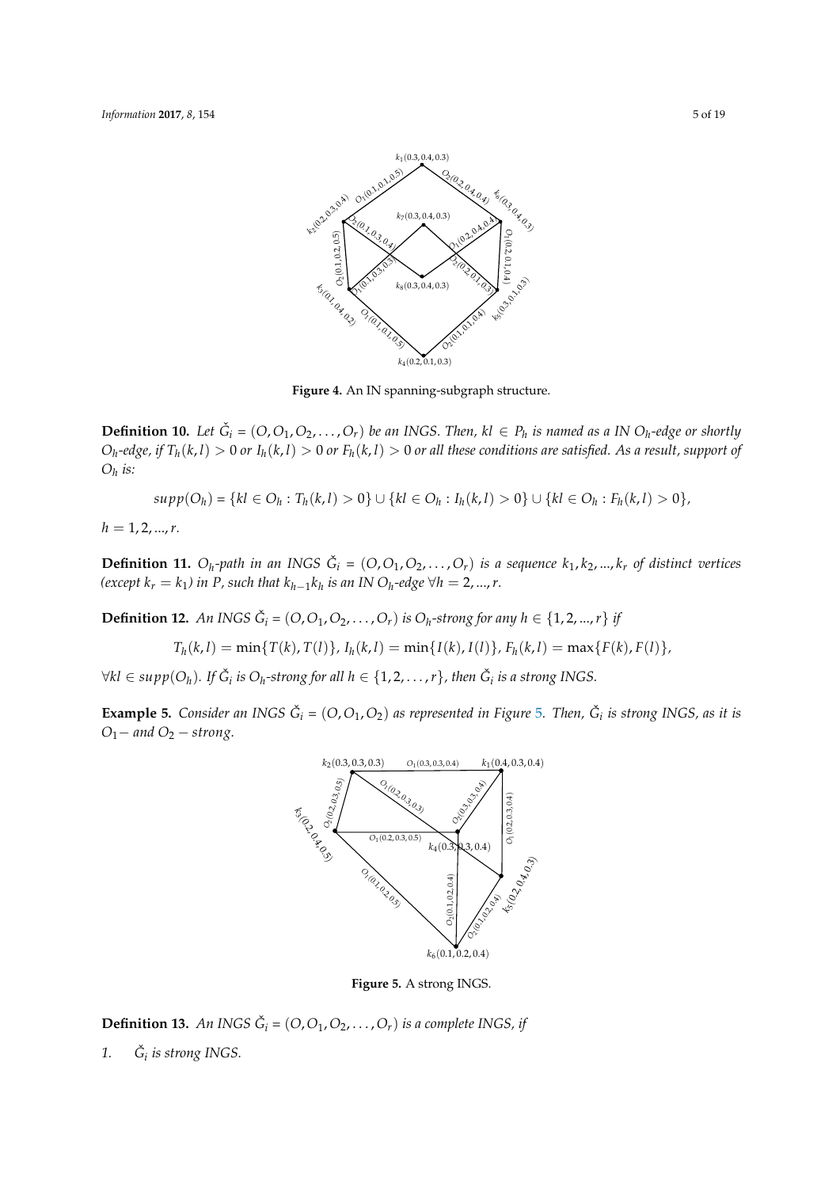**Figure 4.** An IN spanning-subgraph structure.

**Definition 10.** *Let $\check{G}_i = (O, O_1, O_2, \ldots, O_r)$ be an INGS. Then, $kl \in P_h$ is named as a IN $O_h$-edge or shortly $O_h$-edge, if $T_h(k,l) > 0$ or $I_h(k,l) > 0$ or $F_h(k,l) > 0$ or all these conditions are satisfied. As a result, support of $O_h$ is:*

$$supp(O_h) = \{kl \in O_h : T_h(k,l) > 0\} \cup \{kl \in O_h : I_h(k,l) > 0\} \cup \{kl \in O_h : F_h(k,l) > 0\},$$

$h = 1, 2, ..., r.$

**Definition 11.** *$O_h$-path in an INGS $\check{G}_i = (O, O_1, O_2, \ldots, O_r)$ is a sequence $k_1, k_2, ..., k_r$ of distinct vertices (except $k_r = k_1$) in $P$, such that $k_{h-1}k_h$ is an IN $O_h$-edge $\forall h = 2, ..., r$.*

**Definition 12.** *An INGS $\check{G}_i = (O, O_1, O_2, \ldots, O_r)$ is $O_h$-strong for any $h \in \{1, 2, ..., r\}$ if*

$$T_h(k,l) = \min\{T(k), T(l)\},\ I_h(k,l) = \min\{I(k), I(l)\},\ F_h(k,l) = \max\{F(k), F(l)\},$$

*$\forall kl \in supp(O_h)$. If $\check{G}_i$ is $O_h$-strong for all $h \in \{1, 2, \ldots, r\}$, then $\check{G}_i$ is a strong INGS.*

**Example 5.** *Consider an INGS $\check{G}_i = (O, O_1, O_2)$ as represented in Figure 5. Then, $\check{G}_i$ is strong INGS, as it is $O_1-$ and $O_2-$ strong.*

**Figure 5.** A strong INGS.

**Definition 13.** *An INGS $\check{G}_i = (O, O_1, O_2, \ldots, O_r)$ is a complete INGS, if*

1. *$\check{G}_i$ is strong INGS.*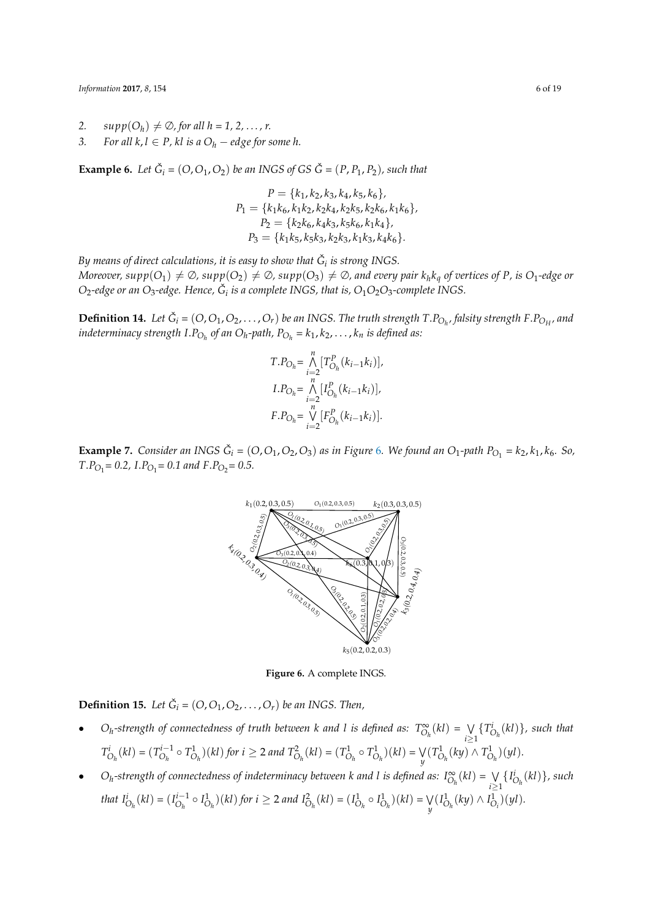2. $supp(O_h) \neq \emptyset$, for all $h = 1, 2, \ldots, r$.
3. For all $k, l \in P$, $kl$ is a $O_h$ − edge for some $h$.

**Example 6.** *Let $\check{G}_i = (O, O_1, O_2)$ be an INGS of GS $\check{G} = (P, P_1, P_2)$, such that*

$$P = \{k_1, k_2, k_3, k_4, k_5, k_6\},$$
$$P_1 = \{k_1k_6, k_1k_2, k_2k_4, k_2k_5, k_2k_6, k_1k_6\},$$
$$P_2 = \{k_2k_6, k_4k_3, k_5k_6, k_1k_4\},$$
$$P_3 = \{k_1k_5, k_5k_3, k_2k_3, k_1k_3, k_4k_6\}.$$

*By means of direct calculations, it is easy to show that $\check{G}_i$ is strong INGS.*
*Moreover, $supp(O_1) \neq \emptyset$, $supp(O_2) \neq \emptyset$, $supp(O_3) \neq \emptyset$, and every pair $k_hk_q$ of vertices of $P$, is $O_1$-edge or $O_2$-edge or an $O_3$-edge. Hence, $\check{G}_i$ is a complete INGS, that is, $O_1O_2O_3$-complete INGS.*

**Definition 14.** *Let $\check{G}_i = (O, O_1, O_2, \ldots, O_r)$ be an INGS. The truth strength $T.P_{O_h}$, falsity strength $F.P_{O_H}$, and indeterminacy strength $I.P_{O_h}$ of an $O_h$-path, $P_{O_h} = k_1, k_2, \ldots, k_n$ is defined as:*

$$T.P_{O_h} = \bigwedge_{i=2}^{n} [T^P_{O_h}(k_{i-1}k_i)],$$
$$I.P_{O_h} = \bigwedge_{i=2}^{n} [I^P_{O_h}(k_{i-1}k_i)],$$
$$F.P_{O_h} = \bigvee_{i=2}^{n} [F^P_{O_h}(k_{i-1}k_i)].$$

**Example 7.** *Consider an INGS $\check{G}_i = (O, O_1, O_2, O_3)$ as in Figure 6. We found an $O_1$-path $P_{O_1} = k_2, k_1, k_6$. So, $T.P_{O_1} = 0.2$, $I.P_{O_1} = 0.1$ and $F.P_{O_2} = 0.5$.*

**Figure 6.** A complete INGS.

**Definition 15.** *Let $\check{G}_i = (O, O_1, O_2, \ldots, O_r)$ be an INGS. Then,*

- *$O_h$-strength of connectedness of truth between $k$ and $l$ is defined as: $T^{\infty}_{O_h}(kl) = \bigvee_{i \geq 1} \{T^i_{O_h}(kl)\}$, such that $T^i_{O_h}(kl) = (T^{i-1}_{O_h} \circ T^1_{O_h})(kl)$ for $i \geq 2$ and $T^2_{O_h}(kl) = (T^1_{O_h} \circ T^1_{O_h})(kl) = \bigvee_y (T^1_{O_h}(ky) \wedge T^1_{O_h})(yl)$.*
- *$O_h$-strength of connectedness of indeterminacy between $k$ and $l$ is defined as: $I^{\infty}_{O_h}(kl) = \bigvee_{i \geq 1} \{I^i_{O_h}(kl)\}$, such that $I^i_{O_h}(kl) = (I^{i-1}_{O_h} \circ I^1_{O_h})(kl)$ for $i \geq 2$ and $I^2_{O_h}(kl) = (I^1_{O_h} \circ I^1_{O_h})(kl) = \bigvee_y (I^1_{O_h}(ky) \wedge I^1_{O_i})(yl)$.*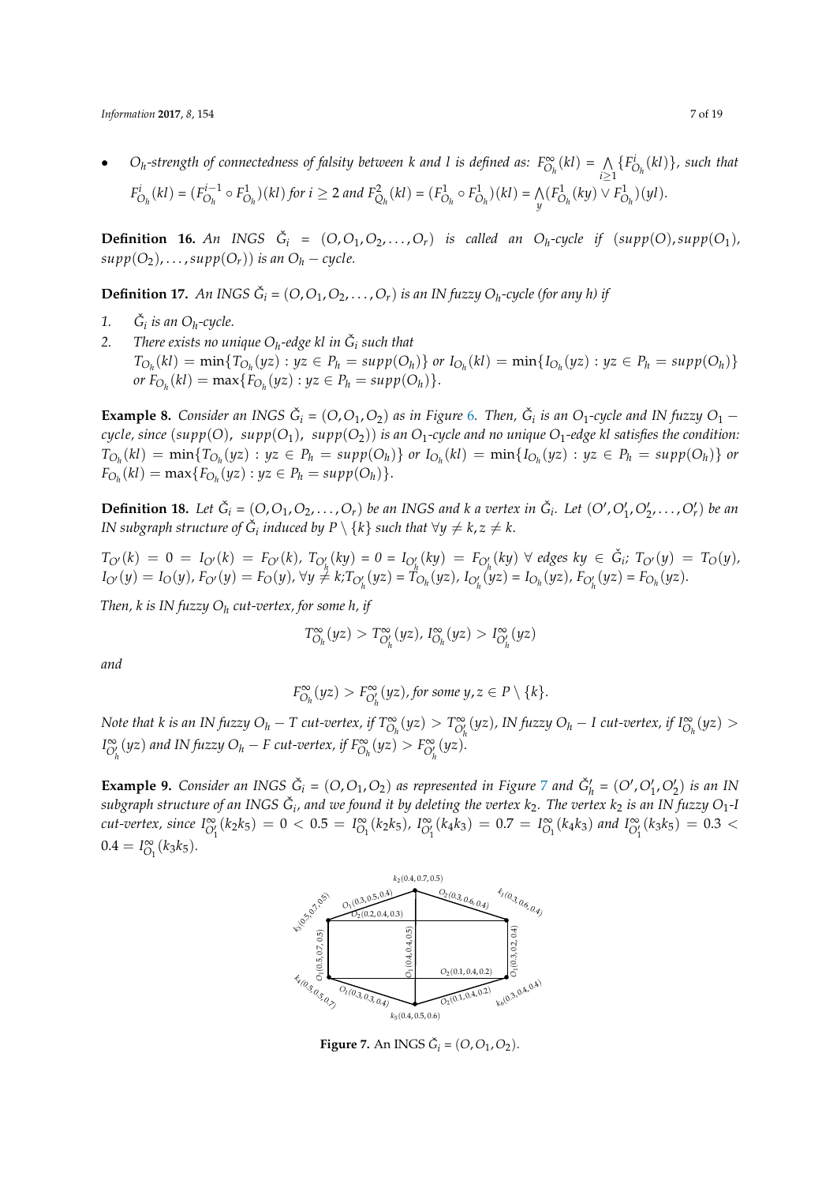- $O_h$-strength of connectedness of falsity between $k$ and $l$ is defined as: $F^{\infty}_{O_h}(kl) = \bigwedge_{i\geq 1}\{F^{i}_{O_h}(kl)\}$, such that $F^{i}_{O_h}(kl) = (F^{i-1}_{O_h} \circ F^{1}_{O_h})(kl)$ for $i \geq 2$ and $F^{2}_{O_h}(kl) = (F^{1}_{O_h} \circ F^{1}_{O_h})(kl) = \bigwedge_{y}(F^{1}_{O_h}(ky) \vee F^{1}_{O_h})(yl)$.

**Definition 16.** *An INGS $\check{G}_i = (O, O_1, O_2, \ldots, O_r)$ is called an $O_h$-cycle if $(supp(O), supp(O_1), supp(O_2), \ldots, supp(O_r))$ is an $O_h - cycle$.*

**Definition 17.** *An INGS $\check{G}_i = (O, O_1, O_2, \ldots, O_r)$ is an IN fuzzy $O_h$-cycle (for any h) if*

1. *$\check{G}_i$ is an $O_h$-cycle.*
2. *There exists no unique $O_h$-edge kl in $\check{G}_i$ such that* $T_{O_h}(kl) = \min\{T_{O_h}(yz) : yz \in P_h = supp(O_h)\}$ *or* $I_{O_h}(kl) = \min\{I_{O_h}(yz) : yz \in P_h = supp(O_h)\}$ *or* $F_{O_h}(kl) = \max\{F_{O_h}(yz) : yz \in P_h = supp(O_h)\}$.

**Example 8.** *Consider an INGS $\check{G}_i = (O, O_1, O_2)$ as in Figure 6. Then, $\check{G}_i$ is an $O_1$-cycle and IN fuzzy $O_1 -$ cycle, since $(supp(O),\ supp(O_1),\ supp(O_2))$ is an $O_1$-cycle and no unique $O_1$-edge kl satisfies the condition:* $T_{O_h}(kl) = \min\{T_{O_h}(yz) : yz \in P_h = supp(O_h)\}$ *or* $I_{O_h}(kl) = \min\{I_{O_h}(yz) : yz \in P_h = supp(O_h)\}$ *or* $F_{O_h}(kl) = \max\{F_{O_h}(yz) : yz \in P_h = supp(O_h)\}$.

**Definition 18.** *Let $\check{G}_i = (O, O_1, O_2, \ldots, O_r)$ be an INGS and k a vertex in $\check{G}_i$. Let $(O', O'_1, O'_2, \ldots, O'_r)$ be an IN subgraph structure of $\check{G}_i$ induced by $P \setminus \{k\}$ such that $\forall y \neq k, z \neq k$.*

$T_{O'}(k) = 0 = I_{O'}(k) = F_{O'}(k)$, $T_{O'_h}(ky) = 0 = I_{O'_h}(ky) = F_{O'_h}(ky)$ $\forall$ *edges* $ky \in \check{G}_i$; $T_{O'}(y) = T_O(y)$, $I_{O'}(y) = I_O(y)$, $F_{O'}(y) = F_O(y)$, $\forall y \neq k$; $T_{O'_h}(yz) = T_{O_h}(yz)$, $I_{O'_h}(yz) = I_{O_h}(yz)$, $F_{O'_h}(yz) = F_{O_h}(yz)$.

*Then, k is IN fuzzy $O_h$ cut-vertex, for some h, if*

$$T^{\infty}_{O_h}(yz) > T^{\infty}_{O'_h}(yz),\ I^{\infty}_{O_h}(yz) > I^{\infty}_{O'_h}(yz)$$

*and*

$$F^{\infty}_{O_h}(yz) > F^{\infty}_{O'_h}(yz), \text{for some } y, z \in P \setminus \{k\}.$$

*Note that k is an IN fuzzy $O_h - T$ cut-vertex, if $T^{\infty}_{O_h}(yz) > T^{\infty}_{O'_h}(yz)$, IN fuzzy $O_h - I$ cut-vertex, if $I^{\infty}_{O_h}(yz) > I^{\infty}_{O'_h}(yz)$ and IN fuzzy $O_h - F$ cut-vertex, if $F^{\infty}_{O_h}(yz) > F^{\infty}_{O'_h}(yz)$.*

**Example 9.** *Consider an INGS $\check{G}_i = (O, O_1, O_2)$ as represented in Figure 7 and $\check{G}'_h = (O', O'_1, O'_2)$ is an IN subgraph structure of an INGS $\check{G}_i$, and we found it by deleting the vertex $k_2$. The vertex $k_2$ is an IN fuzzy $O_1$-I cut-vertex, since $I^{\infty}_{O'_1}(k_2k_5) = 0 < 0.5 = I^{\infty}_{O_1}(k_2k_5)$, $I^{\infty}_{O'_1}(k_4k_3) = 0.7 = I^{\infty}_{O_1}(k_4k_3)$ and $I^{\infty}_{O'_1}(k_3k_5) = 0.3 < 0.4 = I^{\infty}_{O_1}(k_3k_5)$.*

**Figure 7.** An INGS $\check{G}_i = (O, O_1, O_2)$.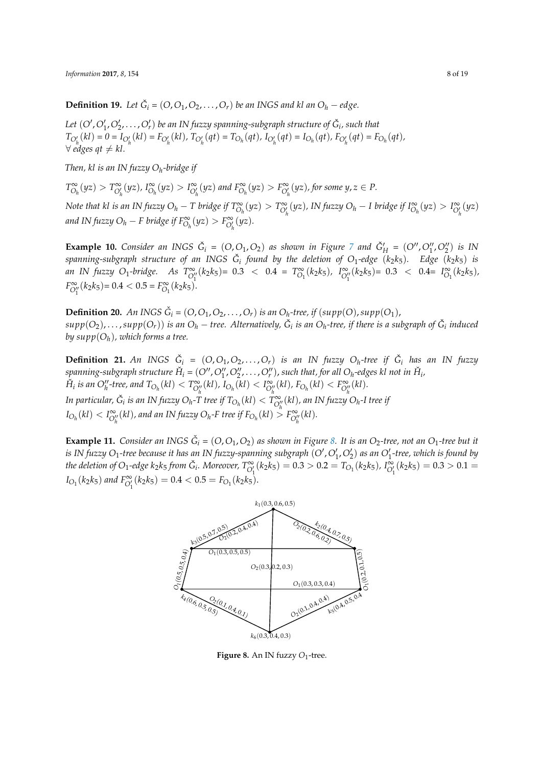**Definition 19.** *Let $\check{G}_i = (O, O_1, O_2, \ldots, O_r)$ be an INGS and kl an $O_h - edge$.*

*Let $(O', O'_1, O'_2, \ldots, O'_r)$ be an IN fuzzy spanning-subgraph structure of $\check{G}_i$, such that $T_{O'_h}(kl) = 0 = I_{O'_h}(kl) = F_{O'_h}(kl)$, $T_{O'_h}(qt) = T_{O_h}(qt)$, $I_{O'_h}(qt) = I_{O_h}(qt)$, $F_{O'_h}(qt) = F_{O_h}(qt)$, $\forall$ edges $qt \neq kl$.*

*Then, kl is an IN fuzzy $O_h$-bridge if*

$T^{\infty}_{O_h}(yz) > T^{\infty}_{O'_h}(yz)$, $I^{\infty}_{O_h}(yz) > I^{\infty}_{O'_h}(yz)$ *and* $F^{\infty}_{O_h}(yz) > F^{\infty}_{O'_h}(yz)$, *for some* $y, z \in P$.

*Note that kl is an IN fuzzy $O_h - T$ bridge if $T^{\infty}_{O_h}(yz) > T^{\infty}_{O'_h}(yz)$, IN fuzzy $O_h - I$ bridge if $I^{\infty}_{O_h}(yz) > I^{\infty}_{O'_h}(yz)$ and IN fuzzy $O_h - F$ bridge if $F^{\infty}_{O_h}(yz) > F^{\infty}_{O'_h}(yz)$.*

**Example 10.** *Consider an INGS $\check{G}_i = (O, O_1, O_2)$ as shown in Figure 7 and $\check{G}'_H = (O'', O''_1, O''_2)$ is IN spanning-subgraph structure of an INGS $\check{G}_i$ found by the deletion of $O_1$-edge $(k_2k_5)$. Edge $(k_2k_5)$ is an IN fuzzy $O_1$-bridge. As $T^{\infty}_{O''_1}(k_2k_5)$= 0.3 < 0.4 = $T^{\infty}_{O_1}(k_2k_5)$, $I^{\infty}_{O''_1}(k_2k_5)$= 0.3 < 0.4= $I^{\infty}_{O_1}(k_2k_5)$, $F^{\infty}_{O''_1}(k_2k_5)$= 0.4 < 0.5 = $F^{\infty}_{O_1}(k_2k_5)$.*

**Definition 20.** *An INGS $\check{G}_i = (O, O_1, O_2, \ldots, O_r)$ is an $O_h$-tree, if $(supp(O), supp(O_1), supp(O_2), \ldots, supp(O_r))$ is an $O_h - tree$. Alternatively, $\check{G}_i$ is an $O_h$-tree, if there is a subgraph of $\check{G}_i$ induced by $supp(O_h)$, which forms a tree.*

**Definition 21.** *An INGS $\check{G}_i = (O, O_1, O_2, \ldots, O_r)$ is an IN fuzzy $O_h$-tree if $\check{G}_i$ has an IN fuzzy spanning-subgraph structure $\check{H}_i = (O'', O''_1, O''_2, \ldots, O''_r)$, such that, for all $O_h$-edges kl not in $\check{H}_i$, $\check{H}_i$ is an $O''_h$-tree, and $T_{O_h}(kl) < T^{\infty}_{O''_h}(kl)$, $I_{O_h}(kl) < I^{\infty}_{O''_h}(kl)$, $F_{O_h}(kl) < F^{\infty}_{O''_h}(kl)$.*
*In particular, $\check{G}_i$ is an IN fuzzy $O_h$-T tree if $T_{O_h}(kl) < T^{\infty}_{O''_h}(kl)$, an IN fuzzy $O_h$-I tree if $I_{O_h}(kl) < I^{\infty}_{O''_h}(kl)$, and an IN fuzzy $O_h$-F tree if $F_{O_h}(kl) > F^{\infty}_{O''_h}(kl)$.*

**Example 11.** *Consider an INGS $\check{G}_i = (O, O_1, O_2)$ as shown in Figure 8. It is an $O_2$-tree, not an $O_1$-tree but it is IN fuzzy $O_1$-tree because it has an IN fuzzy-spanning subgraph $(O', O'_1, O'_2)$ as an $O'_1$-tree, which is found by the deletion of $O_1$-edge $k_2k_5$ from $\check{G}_i$. Moreover, $T^{\infty}_{O'_1}(k_2k_5) = 0.3 > 0.2 = T_{O_1}(k_2k_5)$, $I^{\infty}_{O'_1}(k_2k_5) = 0.3 > 0.1 = I_{O_1}(k_2k_5)$ and $F^{\infty}_{O'_1}(k_2k_5) = 0.4 < 0.5 = F_{O_1}(k_2k_5)$.*

**Figure 8.** An IN fuzzy $O_1$-tree.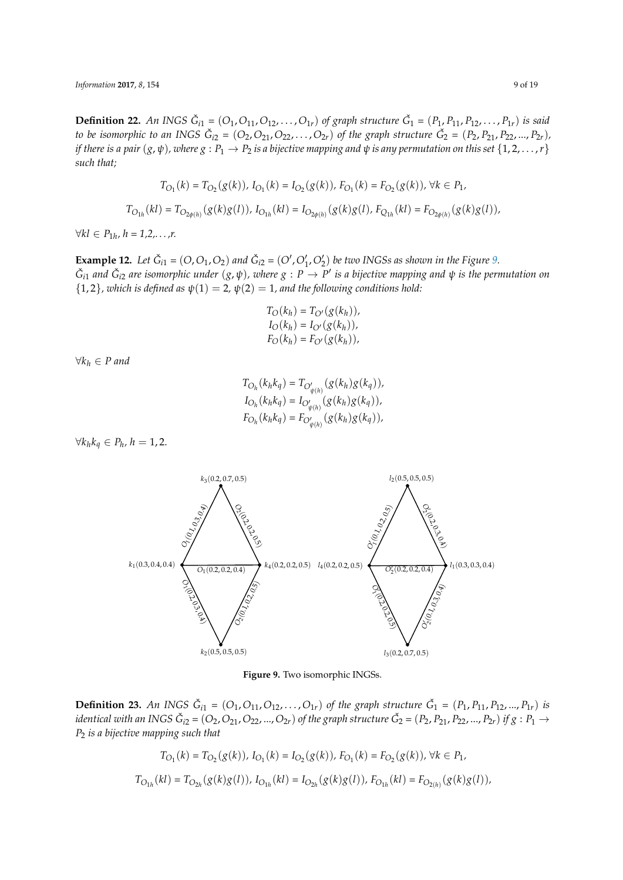**Definition 22.** *An INGS $\check{G}_{i1} = (O_1, O_{11}, O_{12}, \ldots, O_{1r})$ of graph structure $\check{G}_1 = (P_1, P_{11}, P_{12}, \ldots, P_{1r})$ is said to be isomorphic to an INGS $\check{G}_{i2} = (O_2, O_{21}, O_{22}, \ldots, O_{2r})$ of the graph structure $\check{G}_2 = (P_2, P_{21}, P_{22}, ..., P_{2r})$, if there is a pair $(g, \psi)$, where $g : P_1 \to P_2$ is a bijective mapping and $\psi$ is any permutation on this set $\{1, 2, \ldots, r\}$ such that;*

$$T_{O_1}(k) = T_{O_2}(g(k)),\ I_{O_1}(k) = I_{O_2}(g(k)),\ F_{O_1}(k) = F_{O_2}(g(k)),\ \forall k \in P_1,$$

$$T_{O_{1h}}(kl) = T_{O_{2\phi(h)}}(g(k)g(l)),\ I_{O_{1h}}(kl) = I_{O_{2\phi(h)}}(g(k)g(l)),\ F_{Q_{1h}}(kl) = F_{O_{2\phi(h)}}(g(k)g(l)),$$

*$\forall kl \in P_{1h}$, $h$ = 1,2,...,r.*

**Example 12.** *Let $\check{G}_{i1} = (O, O_1, O_2)$ and $\check{G}_{i2} = (O', O'_1, O'_2)$ be two INGSs as shown in the Figure 9. $\check{G}_{i1}$ and $\check{G}_{i2}$ are isomorphic under $(g, \psi)$, where $g : P \to P'$ is a bijective mapping and $\psi$ is the permutation on $\{1, 2\}$, which is defined as $\psi(1) = 2$, $\psi(2) = 1$, and the following conditions hold:*

$$T_O(k_h) = T_{O'}(g(k_h)),$$
$$I_O(k_h) = I_{O'}(g(k_h)),$$
$$F_O(k_h) = F_{O'}(g(k_h)),$$

*$\forall k_h \in P$ and*

$$T_{O_h}(k_h k_q) = T_{O'_{\psi(h)}}(g(k_h)g(k_q)),$$
$$I_{O_h}(k_h k_q) = I_{O'_{\psi(h)}}(g(k_h)g(k_q)),$$
$$F_{O_h}(k_h k_q) = F_{O'_{\psi(h)}}(g(k_h)g(k_q)),$$

*$\forall k_h k_q \in P_h$, $h = 1, 2$.*

**Figure 9.** Two isomorphic INGSs.

**Definition 23.** *An INGS $\check{G}_{i1} = (O_1, O_{11}, O_{12}, \ldots, O_{1r})$ of the graph structure $\check{G}_1 = (P_1, P_{11}, P_{12}, ..., P_{1r})$ is identical with an INGS $\check{G}_{i2} = (O_2, O_{21}, O_{22}, ..., O_{2r})$ of the graph structure $\check{G}_2 = (P_2, P_{21}, P_{22}, ..., P_{2r})$ if $g : P_1 \to P_2$ is a bijective mapping such that*

$$T_{O_1}(k) = T_{O_2}(g(k)),\ I_{O_1}(k) = I_{O_2}(g(k)),\ F_{O_1}(k) = F_{O_2}(g(k)),\ \forall k \in P_1,$$

$$T_{O_{1h}}(kl) = T_{O_{2h}}(g(k)g(l)),\ I_{O_{1h}}(kl) = I_{O_{2h}}(g(k)g(l)),\ F_{O_{1h}}(kl) = F_{O_{2(h)}}(g(k)g(l)),$$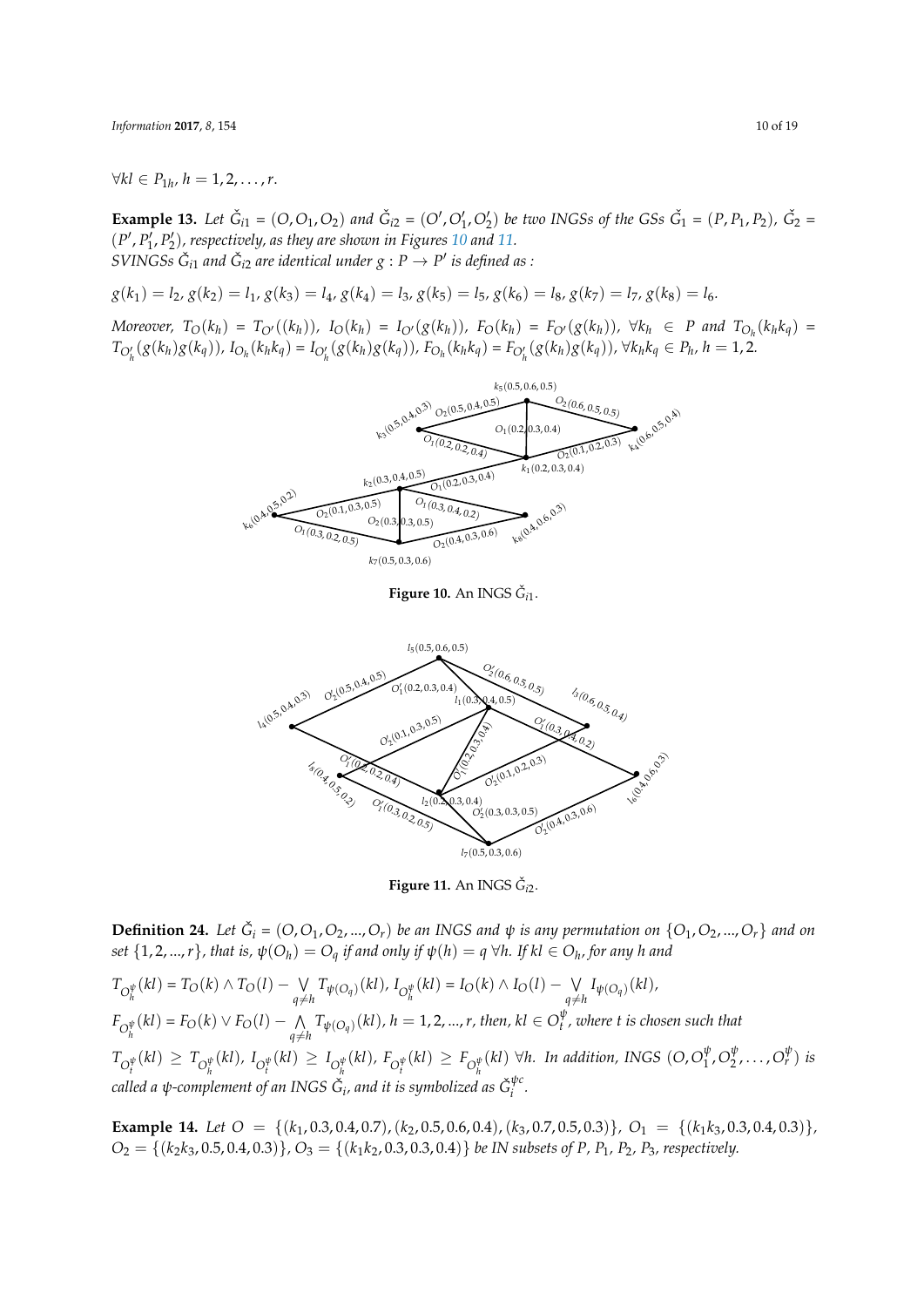$\forall kl \in P_{1h}, h = 1, 2, \ldots, r.$

**Example 13.** *Let $\check{G}_{i1} = (O, O_1, O_2)$ and $\check{G}_{i2} = (O', O'_1, O'_2)$ be two INGSs of the GSs $\check{G}_1 = (P, P_1, P_2)$, $\check{G}_2 = (P', P'_1, P'_2)$, respectively, as they are shown in Figures 10 and 11.*
*SVINGSs $\check{G}_{i1}$ and $\check{G}_{i2}$ are identical under $g : P \to P'$ is defined as :*

$$g(k_1) = l_2, g(k_2) = l_1, g(k_3) = l_4, g(k_4) = l_3, g(k_5) = l_5, g(k_6) = l_8, g(k_7) = l_7, g(k_8) = l_6.$$

*Moreover, $T_O(k_h) = T_{O'}((k_h))$, $I_O(k_h) = I_{O'}(g(k_h))$, $F_O(k_h) = F_{O'}(g(k_h))$, $\forall k_h \in P$ and $T_{O_h}(k_h k_q) = T_{O'_h}(g(k_h)g(k_q))$, $I_{O_h}(k_h k_q) = I_{O'_h}(g(k_h)g(k_q))$, $F_{O_h}(k_h k_q) = F_{O'_h}(g(k_h)g(k_q))$, $\forall k_h k_q \in P_h$, $h = 1, 2$.*

**Figure 10.** An INGS $\check{G}_{i1}$.

**Figure 11.** An INGS $\check{G}_{i2}$.

**Definition 24.** *Let $\check{G}_i = (O, O_1, O_2, ..., O_r)$ be an INGS and $\psi$ is any permutation on $\{O_1, O_2, ..., O_r\}$ and on set $\{1, 2, ..., r\}$, that is, $\psi(O_h) = O_q$ if and only if $\psi(h) = q$ $\forall h$. If $kl \in O_h$, for any h and*

$$T_{O_h^\psi}(kl) = T_O(k) \wedge T_O(l) - \bigvee_{q \neq h} T_{\psi(O_q)}(kl),\ I_{O_h^\psi}(kl) = I_O(k) \wedge I_O(l) - \bigvee_{q \neq h} I_{\psi(O_q)}(kl),$$

$$F_{O_h^\psi}(kl) = F_O(k) \vee F_O(l) - \bigwedge_{q \neq h} T_{\psi(O_q)}(kl),\ h = 1, 2, ..., r,$$

*then, $kl \in O_t^\psi$, where t is chosen such that*

$$T_{O_t^\psi}(kl) \geq T_{O_h^\psi}(kl),\ I_{O_t^\psi}(kl) \geq I_{O_h^\psi}(kl),\ F_{O_t^\psi}(kl) \geq F_{O_h^\psi}(kl)\ \forall h.$$

*In addition, INGS $(O, O_1^\psi, O_2^\psi, \ldots, O_r^\psi)$ is called a $\psi$-complement of an INGS $\check{G}_i$, and it is symbolized as $\check{G}_i^{\psi c}$.*

**Example 14.** *Let $O = \{(k_1, 0.3, 0.4, 0.7), (k_2, 0.5, 0.6, 0.4), (k_3, 0.7, 0.5, 0.3)\}$, $O_1 = \{(k_1 k_3, 0.3, 0.4, 0.3)\}$, $O_2 = \{(k_2 k_3, 0.5, 0.4, 0.3)\}$, $O_3 = \{(k_1 k_2, 0.3, 0.3, 0.4)\}$ be IN subsets of $P$, $P_1$, $P_2$, $P_3$, respectively.*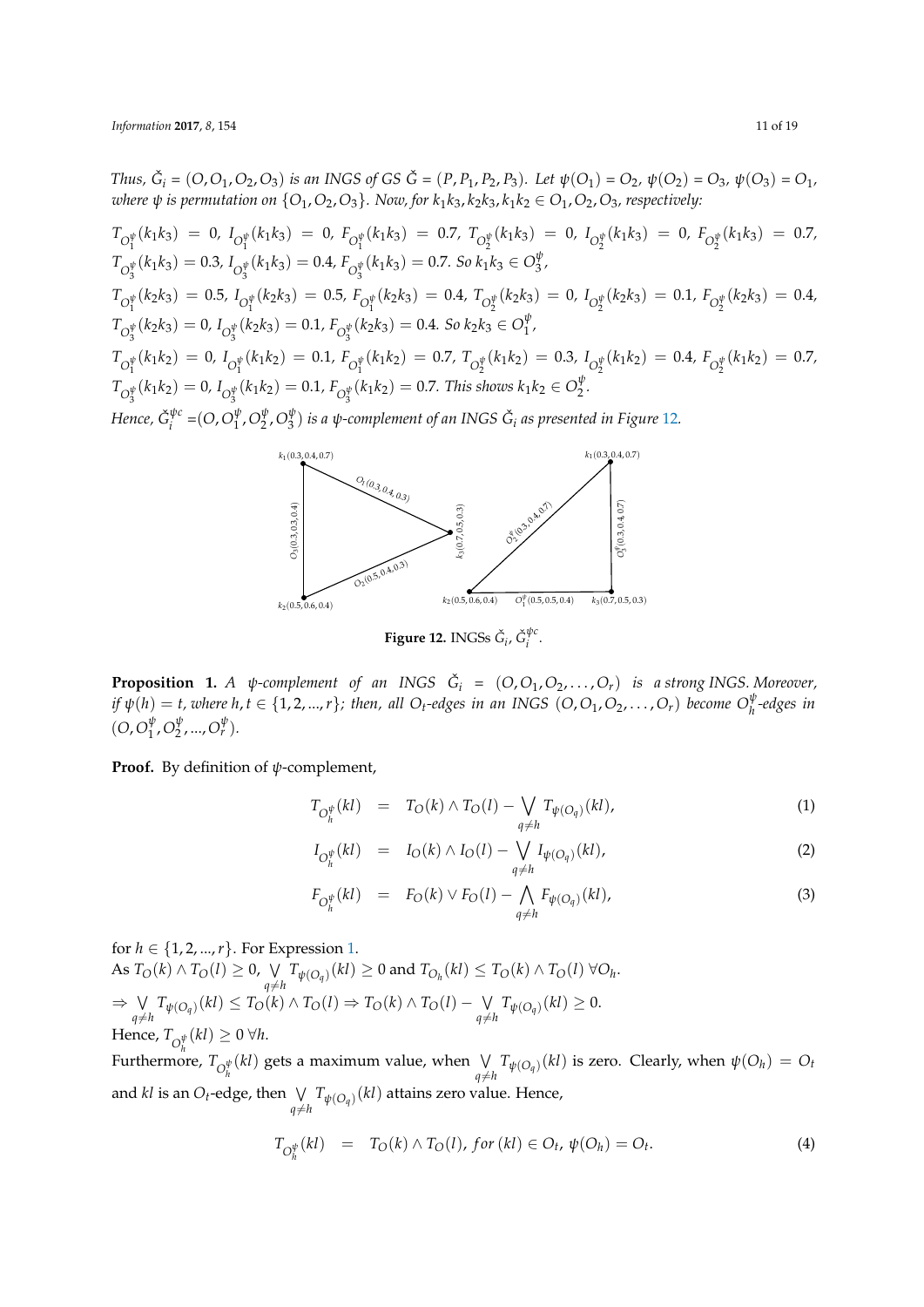*Thus, $\check{G}_i = (O, O_1, O_2, O_3)$ is an INGS of GS $\check{G} = (P, P_1, P_2, P_3)$. Let $\psi(O_1) = O_2$, $\psi(O_2) = O_3$, $\psi(O_3) = O_1$, where $\psi$ is permutation on $\{O_1, O_2, O_3\}$. Now, for $k_1k_3, k_2k_3, k_1k_2 \in O_1, O_2, O_3$, respectively:*

$T_{O_1^\psi}(k_1k_3) = 0$, $I_{O_1^\psi}(k_1k_3) = 0$, $F_{O_1^\psi}(k_1k_3) = 0.7$, $T_{O_2^\psi}(k_1k_3) = 0$, $I_{O_2^\psi}(k_1k_3) = 0$, $F_{O_2^\psi}(k_1k_3) = 0.7$, $T_{O_3^\psi}(k_1k_3) = 0.3$, $I_{O_3^\psi}(k_1k_3) = 0.4$, $F_{O_3^\psi}(k_1k_3) = 0.7$. *So* $k_1k_3 \in O_3^\psi$,

$T_{O_1^\psi}(k_2k_3) = 0.5$, $I_{O_1^\psi}(k_2k_3) = 0.5$, $F_{O_1^\psi}(k_2k_3) = 0.4$, $T_{O_2^\psi}(k_2k_3) = 0$, $I_{O_2^\psi}(k_2k_3) = 0.1$, $F_{O_2^\psi}(k_2k_3) = 0.4$, $T_{O_3^\psi}(k_2k_3) = 0$, $I_{O_3^\psi}(k_2k_3) = 0.1$, $F_{O_3^\psi}(k_2k_3) = 0.4$. *So* $k_2k_3 \in O_1^\psi$,

$T_{O_1^\psi}(k_1k_2) = 0$, $I_{O_1^\psi}(k_1k_2) = 0.1$, $F_{O_1^\psi}(k_1k_2) = 0.7$, $T_{O_2^\psi}(k_1k_2) = 0.3$, $I_{O_2^\psi}(k_1k_2) = 0.4$, $F_{O_2^\psi}(k_1k_2) = 0.7$, $T_{O_3^\psi}(k_1k_2) = 0$, $I_{O_3^\psi}(k_1k_2) = 0.1$, $F_{O_3^\psi}(k_1k_2) = 0.7$. *This shows* $k_1k_2 \in O_2^\psi$.

*Hence,* $\check{G}_i^{\psi c} = (O, O_1^\psi, O_2^\psi, O_3^\psi)$ *is a $\psi$-complement of an INGS $\check{G}_i$ as presented in Figure 12.*

**Figure 12.** INGSs $\check{G}_i$, $\check{G}_i^{\psi c}$.

**Proposition 1.** *A $\psi$-complement of an INGS $\check{G}_i = (O, O_1, O_2, \ldots, O_r)$ is a strong INGS. Moreover, if $\psi(h) = t$, where $h, t \in \{1, 2, ..., r\}$; then, all $O_t$-edges in an INGS $(O, O_1, O_2, \ldots, O_r)$ become $O_h^\psi$-edges in $(O, O_1^\psi, O_2^\psi, ..., O_r^\psi)$.*

**Proof.** By definition of $\psi$-complement,

$$T_{O_h^\psi}(kl) = T_O(k) \wedge T_O(l) - \bigvee_{q \neq h} T_{\psi(O_q)}(kl), \tag{1}$$

$$I_{O_h^\psi}(kl) = I_O(k) \wedge I_O(l) - \bigvee_{q \neq h} I_{\psi(O_q)}(kl), \tag{2}$$

$$F_{O_h^\psi}(kl) = F_O(k) \vee F_O(l) - \bigwedge_{q \neq h} F_{\psi(O_q)}(kl), \tag{3}$$

for $h \in \{1, 2, ..., r\}$. For Expression 1.

As $T_O(k) \wedge T_O(l) \geq 0$, $\bigvee_{q \neq h} T_{\psi(O_q)}(kl) \geq 0$ and $T_{O_h}(kl) \leq T_O(k) \wedge T_O(l)\ \forall O_h$.

$\Rightarrow \bigvee_{q \neq h} T_{\psi(O_q)}(kl) \leq T_O(k) \wedge T_O(l) \Rightarrow T_O(k) \wedge T_O(l) - \bigvee_{q \neq h} T_{\psi(O_q)}(kl) \geq 0$.

Hence, $T_{O_h^\psi}(kl) \geq 0\ \forall h$.

Furthermore, $T_{O_h^\psi}(kl)$ gets a maximum value, when $\bigvee_{q \neq h} T_{\psi(O_q)}(kl)$ is zero. Clearly, when $\psi(O_h) = O_t$ and $kl$ is an $O_t$-edge, then $\bigvee_{q \neq h} T_{\psi(O_q)}(kl)$ attains zero value. Hence,

$$T_{O_h^\psi}(kl) = T_O(k) \wedge T_O(l),\ for\ (kl) \in O_t,\ \psi(O_h) = O_t. \tag{4}$$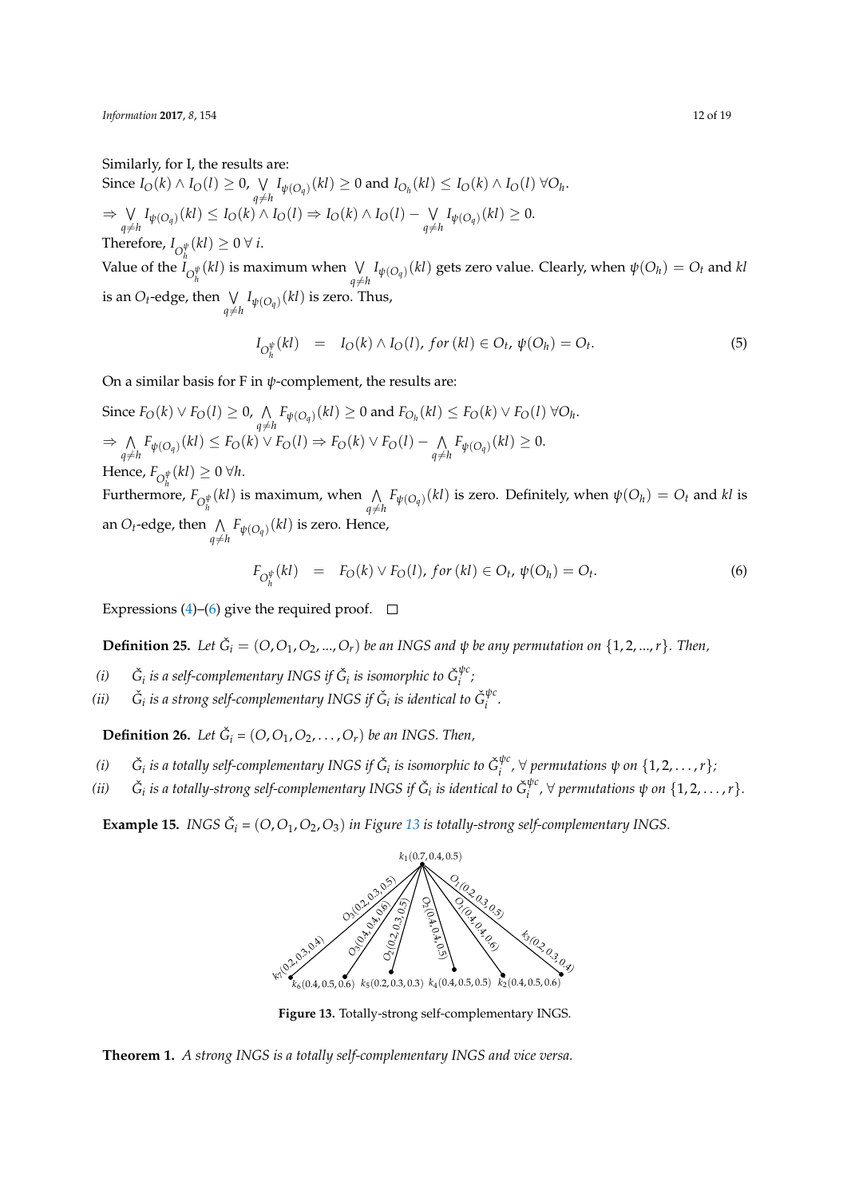Similarly, for I, the results are:

Since $I_O(k) \wedge I_O(l) \geq 0$, $\bigvee_{q \neq h} I_{\psi(O_q)}(kl) \geq 0$ and $I_{O_h}(kl) \leq I_O(k) \wedge I_O(l)\ \forall O_h$.

$\Rightarrow \bigvee_{q \neq h} I_{\psi(O_q)}(kl) \leq I_O(k) \wedge I_O(l) \Rightarrow I_O(k) \wedge I_O(l) - \bigvee_{q \neq h} I_{\psi(O_q)}(kl) \geq 0$.

Therefore, $I_{O_h^\psi}(kl) \geq 0\ \forall\ i$.

Value of the $I_{O_h^\psi}(kl)$ is maximum when $\bigvee_{q \neq h} I_{\psi(O_q)}(kl)$ gets zero value. Clearly, when $\psi(O_h) = O_t$ and $kl$ is an $O_t$-edge, then $\bigvee_{q \neq h} I_{\psi(O_q)}(kl)$ is zero. Thus,

$$I_{O_h^\psi}(kl) \quad = \quad I_O(k) \wedge I_O(l),\ for\ (kl) \in O_t,\ \psi(O_h) = O_t. \tag{5}$$

On a similar basis for F in $\psi$-complement, the results are:

Since $F_O(k) \vee F_O(l) \geq 0$, $\bigwedge_{q \neq h} F_{\psi(O_q)}(kl) \geq 0$ and $F_{O_h}(kl) \leq F_O(k) \vee F_O(l)\ \forall O_h$.

$\Rightarrow \bigwedge_{q \neq h} F_{\psi(O_q)}(kl) \leq F_O(k) \vee F_O(l) \Rightarrow F_O(k) \vee F_O(l) - \bigwedge_{q \neq h} F_{\psi(O_q)}(kl) \geq 0$.

Hence, $F_{O_h^\psi}(kl) \geq 0\ \forall h$.

Furthermore, $F_{O_h^\psi}(kl)$ is maximum, when $\bigwedge_{q \neq h} F_{\psi(O_q)}(kl)$ is zero. Definitely, when $\psi(O_h) = O_t$ and $kl$ is an $O_t$-edge, then $\bigwedge_{q \neq h} F_{\psi(O_q)}(kl)$ is zero. Hence,

$$F_{O_h^\psi}(kl) \quad = \quad F_O(k) \vee F_O(l),\ for\ (kl) \in O_t,\ \psi(O_h) = O_t. \tag{6}$$

Expressions (4)–(6) give the required proof. □

**Definition 25.** *Let $\check{G}_i = (O, O_1, O_2, ..., O_r)$ be an INGS and $\psi$ be any permutation on $\{1, 2, ..., r\}$. Then,*

*(i) $\check{G}_i$ is a self-complementary INGS if $\check{G}_i$ is isomorphic to $\check{G}_i^{\psi c}$;*

*(ii) $\check{G}_i$ is a strong self-complementary INGS if $\check{G}_i$ is identical to $\check{G}_i^{\psi c}$.*

**Definition 26.** *Let $\check{G}_i = (O, O_1, O_2, \ldots, O_r)$ be an INGS. Then,*

*(i) $\check{G}_i$ is a totally self-complementary INGS if $\check{G}_i$ is isomorphic to $\check{G}_i^{\psi c}$, $\forall$ permutations $\psi$ on $\{1, 2, \ldots, r\}$;*

*(ii) $\check{G}_i$ is a totally-strong self-complementary INGS if $\check{G}_i$ is identical to $\check{G}_i^{\psi c}$, $\forall$ permutations $\psi$ on $\{1, 2, \ldots, r\}$.*

**Example 15.** *INGS $\check{G}_i = (O, O_1, O_2, O_3)$ in Figure 13 is totally-strong self-complementary INGS.*

Figure 13. Totally-strong self-complementary INGS.

**Theorem 1.** *A strong INGS is a totally self-complementary INGS and vice versa.*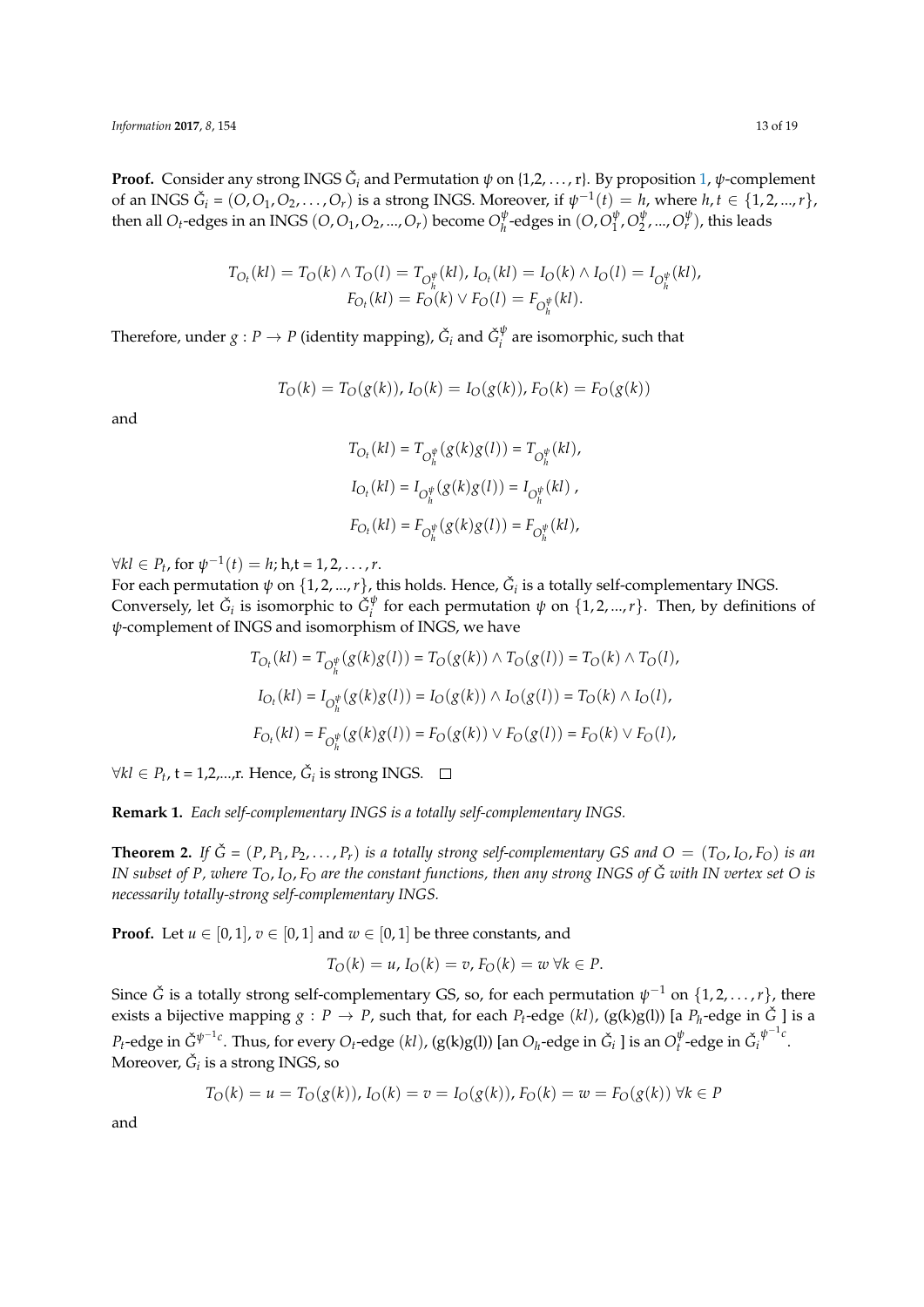**Proof.** Consider any strong INGS $\check{G}_i$ and Permutation $\psi$ on {1,2, ..., r}. By proposition 1, $\psi$-complement of an INGS $\check{G}_i = (O, O_1, O_2, \ldots, O_r)$ is a strong INGS. Moreover, if $\psi^{-1}(t) = h$, where $h, t \in \{1, 2, ..., r\}$, then all $O_t$-edges in an INGS $(O, O_1, O_2, ..., O_r)$ become $O_h^{\psi}$-edges in $(O, O_1^{\psi}, O_2^{\psi}, ..., O_r^{\psi})$, this leads

$$T_{O_t}(kl) = T_O(k) \wedge T_O(l) = T_{O_h^{\psi}}(kl),\ I_{O_t}(kl) = I_O(k) \wedge I_O(l) = I_{O_h^{\psi}}(kl),$$
$$F_{O_t}(kl) = F_O(k) \vee F_O(l) = F_{O_h^{\psi}}(kl).$$

Therefore, under $g : P \to P$ (identity mapping), $\check{G}_i$ and $\check{G}_i^{\psi}$ are isomorphic, such that

$$T_O(k) = T_O(g(k)),\ I_O(k) = I_O(g(k)),\ F_O(k) = F_O(g(k))$$

and

$$T_{O_t}(kl) = T_{O_h^{\psi}}(g(k)g(l)) = T_{O_h^{\psi}}(kl),$$
$$I_{O_t}(kl) = I_{O_h^{\psi}}(g(k)g(l)) = I_{O_h^{\psi}}(kl)\ ,$$
$$F_{O_t}(kl) = F_{O_h^{\psi}}(g(k)g(l)) = F_{O_h^{\psi}}(kl),$$

$\forall kl \in P_t$, for $\psi^{-1}(t) = h$; h,t $= 1, 2, \ldots, r$.
For each permutation $\psi$ on $\{1, 2, ..., r\}$, this holds. Hence, $\check{G}_i$ is a totally self-complementary INGS.
Conversely, let $\check{G}_i$ is isomorphic to $\check{G}_i^{\psi}$ for each permutation $\psi$ on $\{1, 2, ..., r\}$. Then, by definitions of $\psi$-complement of INGS and isomorphism of INGS, we have

$$T_{O_t}(kl) = T_{O_h^{\psi}}(g(k)g(l)) = T_O(g(k)) \wedge T_O(g(l)) = T_O(k) \wedge T_O(l),$$
$$I_{O_t}(kl) = I_{O_h^{\psi}}(g(k)g(l)) = I_O(g(k)) \wedge I_O(g(l)) = T_O(k) \wedge I_O(l),$$
$$F_{O_t}(kl) = F_{O_h^{\psi}}(g(k)g(l)) = F_O(g(k)) \vee F_O(g(l)) = F_O(k) \vee F_O(l),$$

$\forall kl \in P_t$, t = 1,2,...,r. Hence, $\check{G}_i$ is strong INGS. □

**Remark 1.** *Each self-complementary INGS is a totally self-complementary INGS.*

**Theorem 2.** *If $\check{G} = (P, P_1, P_2, \ldots, P_r)$ is a totally strong self-complementary GS and $O = (T_O, I_O, F_O)$ is an IN subset of $P$, where $T_O, I_O, F_O$ are the constant functions, then any strong INGS of $\check{G}$ with IN vertex set $O$ is necessarily totally-strong self-complementary INGS.*

**Proof.** Let $u \in [0, 1]$, $v \in [0, 1]$ and $w \in [0, 1]$ be three constants, and

$$T_O(k) = u,\ I_O(k) = v,\ F_O(k) = w\ \forall k \in P.$$

Since $\check{G}$ is a totally strong self-complementary GS, so, for each permutation $\psi^{-1}$ on $\{1, 2, \ldots, r\}$, there exists a bijective mapping $g : P \to P$, such that, for each $P_t$-edge $(kl)$, (g(k)g(l)) [a $P_h$-edge in $\check{G}$ ] is a $P_t$-edge in $\check{G}^{\psi^{-1}c}$. Thus, for every $O_t$-edge $(kl)$, (g(k)g(l)) [an $O_h$-edge in $\check{G}_i$ ] is an $O_t^{\psi}$-edge in $\check{G}_i^{\psi^{-1}c}$.
Moreover, $\check{G}_i$ is a strong INGS, so

$$T_O(k) = u = T_O(g(k)),\ I_O(k) = v = I_O(g(k)),\ F_O(k) = w = F_O(g(k))\ \forall k \in P$$

and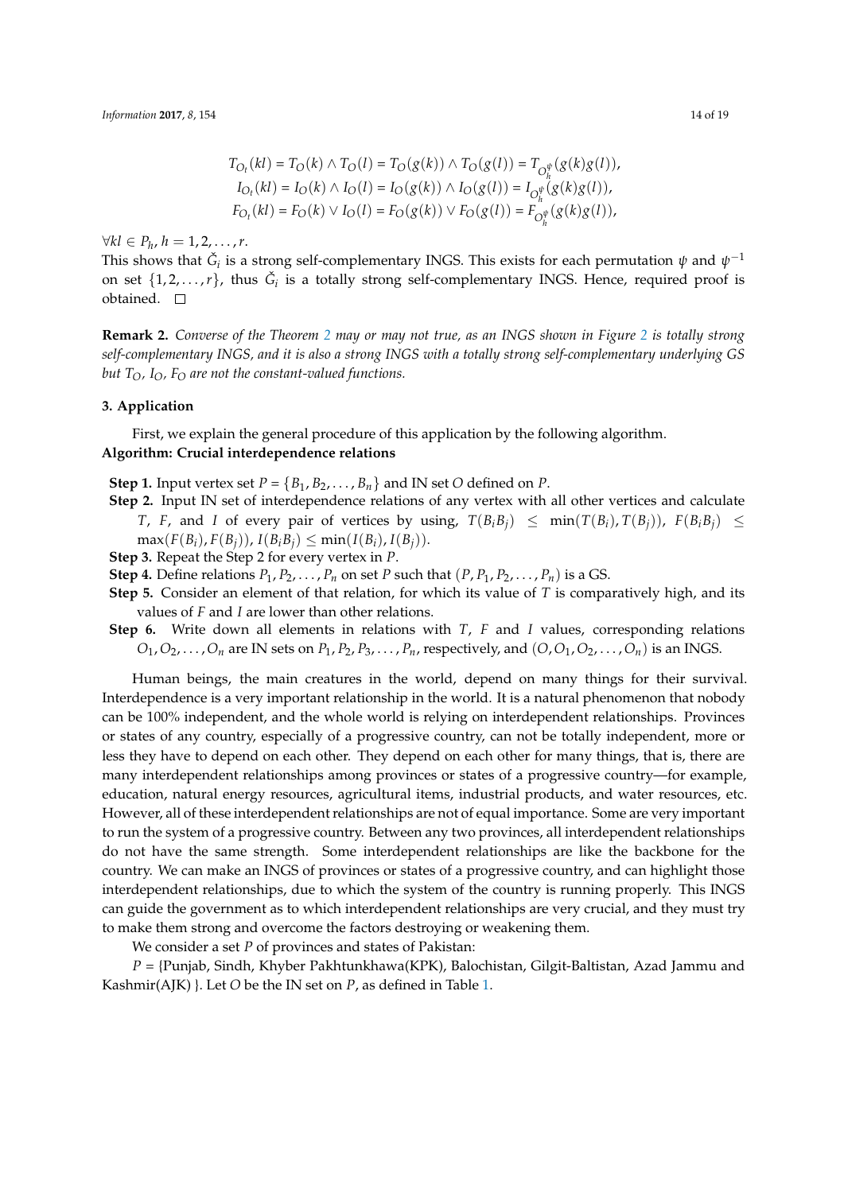$$T_{O_t}(kl) = T_O(k) \wedge T_O(l) = T_O(g(k)) \wedge T_O(g(l)) = T_{O_h^{\psi}}(g(k)g(l)),$$
$$I_{O_t}(kl) = I_O(k) \wedge I_O(l) = I_O(g(k)) \wedge I_O(g(l)) = I_{O_h^{\psi}}(g(k)g(l)),$$
$$F_{O_t}(kl) = F_O(k) \vee I_O(l) = F_O(g(k)) \vee F_O(g(l)) = F_{O_h^{\psi}}(g(k)g(l)),$$

$\forall kl \in P_h, h = 1, 2, \ldots, r$.

This shows that $\check{G}_i$ is a strong self-complementary INGS. This exists for each permutation $\psi$ and $\psi^{-1}$ on set $\{1, 2, \ldots, r\}$, thus $\check{G}_i$ is a totally strong self-complementary INGS. Hence, required proof is obtained. □

**Remark 2.** *Converse of the Theorem 2 may or may not true, as an INGS shown in Figure 2 is totally strong self-complementary INGS, and it is also a strong INGS with a totally strong self-complementary underlying GS but $T_O$, $I_O$, $F_O$ are not the constant-valued functions.*

## 3. Application

First, we explain the general procedure of this application by the following algorithm.

**Algorithm: Crucial interdependence relations**

**Step 1.** Input vertex set $P = \{B_1, B_2, \ldots, B_n\}$ and IN set $O$ defined on $P$.

**Step 2.** Input IN set of interdependence relations of any vertex with all other vertices and calculate $T$, $F$, and $I$ of every pair of vertices by using, $T(B_iB_j) \leq \min(T(B_i), T(B_j))$, $F(B_iB_j) \leq \max(F(B_i), F(B_j))$, $I(B_iB_j) \leq \min(I(B_i), I(B_j))$.

**Step 3.** Repeat the Step 2 for every vertex in $P$.

**Step 4.** Define relations $P_1, P_2, \ldots, P_n$ on set $P$ such that $(P, P_1, P_2, \ldots, P_n)$ is a GS.

**Step 5.** Consider an element of that relation, for which its value of $T$ is comparatively high, and its values of $F$ and $I$ are lower than other relations.

**Step 6.** Write down all elements in relations with $T$, $F$ and $I$ values, corresponding relations $O_1, O_2, \ldots, O_n$ are IN sets on $P_1, P_2, P_3, \ldots, P_n$, respectively, and $(O, O_1, O_2, \ldots, O_n)$ is an INGS.

Human beings, the main creatures in the world, depend on many things for their survival. Interdependence is a very important relationship in the world. It is a natural phenomenon that nobody can be 100% independent, and the whole world is relying on interdependent relationships. Provinces or states of any country, especially of a progressive country, can not be totally independent, more or less they have to depend on each other. They depend on each other for many things, that is, there are many interdependent relationships among provinces or states of a progressive country—for example, education, natural energy resources, agricultural items, industrial products, and water resources, etc. However, all of these interdependent relationships are not of equal importance. Some are very important to run the system of a progressive country. Between any two provinces, all interdependent relationships do not have the same strength. Some interdependent relationships are like the backbone for the country. We can make an INGS of provinces or states of a progressive country, and can highlight those interdependent relationships, due to which the system of the country is running properly. This INGS can guide the government as to which interdependent relationships are very crucial, and they must try to make them strong and overcome the factors destroying or weakening them.

We consider a set $P$ of provinces and states of Pakistan:

$P$ = {Punjab, Sindh, Khyber Pakhtunkhawa(KPK), Balochistan, Gilgit-Baltistan, Azad Jammu and Kashmir(AJK) }. Let $O$ be the IN set on $P$, as defined in Table 1.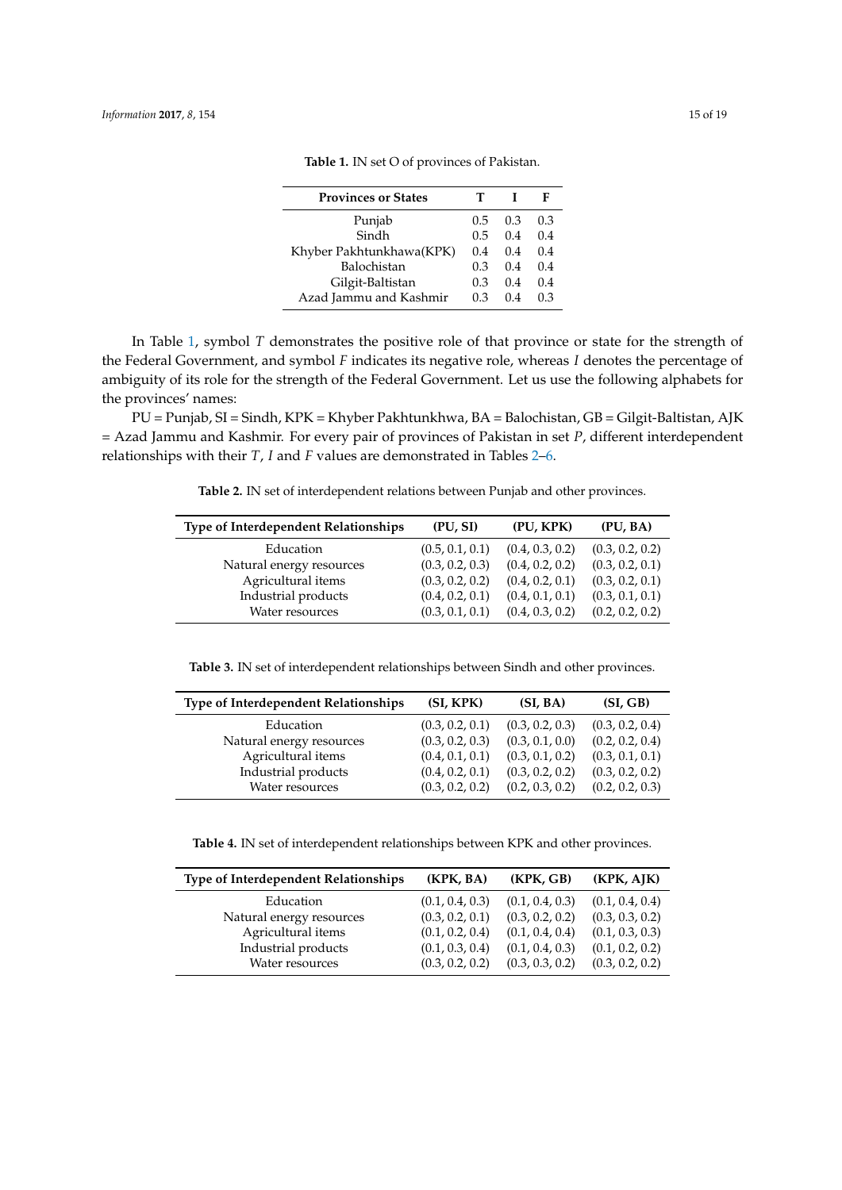**Table 1.** IN set O of provinces of Pakistan.

| Provinces or States | T | I | F |
|---|---|---|---|
| Punjab | 0.5 | 0.3 | 0.3 |
| Sindh | 0.5 | 0.4 | 0.4 |
| Khyber Pakhtunkhawa(KPK) | 0.4 | 0.4 | 0.4 |
| Balochistan | 0.3 | 0.4 | 0.4 |
| Gilgit-Baltistan | 0.3 | 0.4 | 0.4 |
| Azad Jammu and Kashmir | 0.3 | 0.4 | 0.3 |

In Table 1, symbol $T$ demonstrates the positive role of that province or state for the strength of the Federal Government, and symbol $F$ indicates its negative role, whereas $I$ denotes the percentage of ambiguity of its role for the strength of the Federal Government. Let us use the following alphabets for the provinces' names:

PU = Punjab, SI = Sindh, KPK = Khyber Pakhtunkhwa, BA = Balochistan, GB = Gilgit-Baltistan, AJK = Azad Jammu and Kashmir. For every pair of provinces of Pakistan in set $P$, different interdependent relationships with their $T$, $I$ and $F$ values are demonstrated in Tables 2–6.

**Table 2.** IN set of interdependent relations between Punjab and other provinces.

| Type of Interdependent Relationships | (PU, SI) | (PU, KPK) | (PU, BA) |
|---|---|---|---|
| Education | (0.5, 0.1, 0.1) | (0.4, 0.3, 0.2) | (0.3, 0.2, 0.2) |
| Natural energy resources | (0.3, 0.2, 0.3) | (0.4, 0.2, 0.2) | (0.3, 0.2, 0.1) |
| Agricultural items | (0.3, 0.2, 0.2) | (0.4, 0.2, 0.1) | (0.3, 0.2, 0.1) |
| Industrial products | (0.4, 0.2, 0.1) | (0.4, 0.1, 0.1) | (0.3, 0.1, 0.1) |
| Water resources | (0.3, 0.1, 0.1) | (0.4, 0.3, 0.2) | (0.2, 0.2, 0.2) |

**Table 3.** IN set of interdependent relationships between Sindh and other provinces.

| Type of Interdependent Relationships | (SI, KPK) | (SI, BA) | (SI, GB) |
|---|---|---|---|
| Education | (0.3, 0.2, 0.1) | (0.3, 0.2, 0.3) | (0.3, 0.2, 0.4) |
| Natural energy resources | (0.3, 0.2, 0.3) | (0.3, 0.1, 0.0) | (0.2, 0.2, 0.4) |
| Agricultural items | (0.4, 0.1, 0.1) | (0.3, 0.1, 0.2) | (0.3, 0.1, 0.1) |
| Industrial products | (0.4, 0.2, 0.1) | (0.3, 0.2, 0.2) | (0.3, 0.2, 0.2) |
| Water resources | (0.3, 0.2, 0.2) | (0.2, 0.3, 0.2) | (0.2, 0.2, 0.3) |

**Table 4.** IN set of interdependent relationships between KPK and other provinces.

| Type of Interdependent Relationships | (KPK, BA) | (KPK, GB) | (KPK, AJK) |
|---|---|---|---|
| Education | (0.1, 0.4, 0.3) | (0.1, 0.4, 0.3) | (0.1, 0.4, 0.4) |
| Natural energy resources | (0.3, 0.2, 0.1) | (0.3, 0.2, 0.2) | (0.3, 0.3, 0.2) |
| Agricultural items | (0.1, 0.2, 0.4) | (0.1, 0.4, 0.4) | (0.1, 0.3, 0.3) |
| Industrial products | (0.1, 0.3, 0.4) | (0.1, 0.4, 0.3) | (0.1, 0.2, 0.2) |
| Water resources | (0.3, 0.2, 0.2) | (0.3, 0.3, 0.2) | (0.3, 0.2, 0.2) |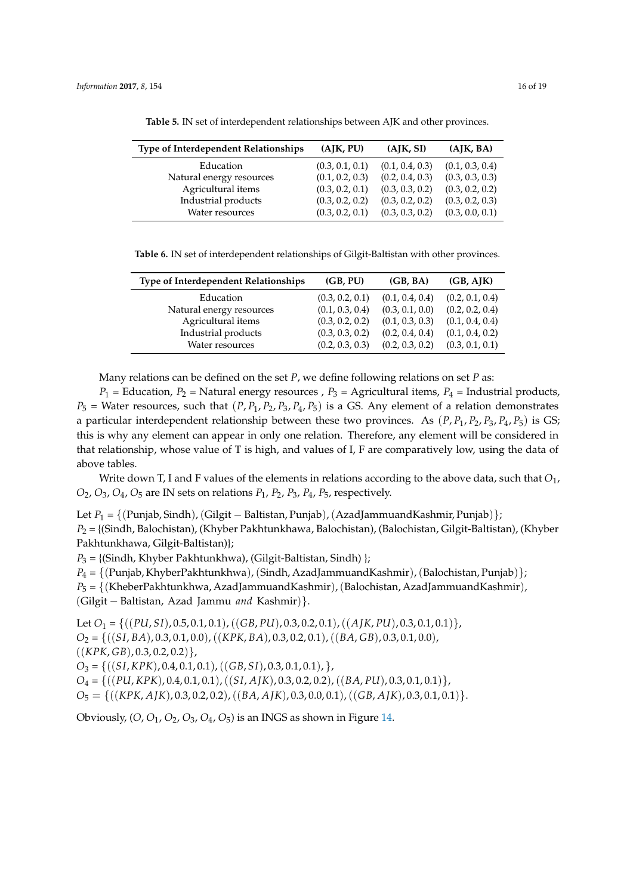**Table 5.** IN set of interdependent relationships between AJK and other provinces.

| Type of Interdependent Relationships | (AJK, PU) | (AJK, SI) | (AJK, BA) |
|---|---|---|---|
| Education | (0.3, 0.1, 0.1) | (0.1, 0.4, 0.3) | (0.1, 0.3, 0.4) |
| Natural energy resources | (0.1, 0.2, 0.3) | (0.2, 0.4, 0.3) | (0.3, 0.3, 0.3) |
| Agricultural items | (0.3, 0.2, 0.1) | (0.3, 0.3, 0.2) | (0.3, 0.2, 0.2) |
| Industrial products | (0.3, 0.2, 0.2) | (0.3, 0.2, 0.2) | (0.3, 0.2, 0.3) |
| Water resources | (0.3, 0.2, 0.1) | (0.3, 0.3, 0.2) | (0.3, 0.0, 0.1) |

**Table 6.** IN set of interdependent relationships of Gilgit-Baltistan with other provinces.

| Type of Interdependent Relationships | (GB, PU) | (GB, BA) | (GB, AJK) |
|---|---|---|---|
| Education | (0.3, 0.2, 0.1) | (0.1, 0.4, 0.4) | (0.2, 0.1, 0.4) |
| Natural energy resources | (0.1, 0.3, 0.4) | (0.3, 0.1, 0.0) | (0.2, 0.2, 0.4) |
| Agricultural items | (0.3, 0.2, 0.2) | (0.1, 0.3, 0.3) | (0.1, 0.4, 0.4) |
| Industrial products | (0.3, 0.3, 0.2) | (0.2, 0.4, 0.4) | (0.1, 0.4, 0.2) |
| Water resources | (0.2, 0.3, 0.3) | (0.2, 0.3, 0.2) | (0.3, 0.1, 0.1) |

Many relations can be defined on the set $P$, we define following relations on set $P$ as:

$P_1$ = Education, $P_2$ = Natural energy resources , $P_3$ = Agricultural items, $P_4$ = Industrial products, $P_5$ = Water resources, such that $(P, P_1, P_2, P_3, P_4, P_5)$ is a GS. Any element of a relation demonstrates a particular interdependent relationship between these two provinces. As $(P, P_1, P_2, P_3, P_4, P_5)$ is GS; this is why any element can appear in only one relation. Therefore, any element will be considered in that relationship, whose value of T is high, and values of I, F are comparatively low, using the data of above tables.

Write down T, I and F values of the elements in relations according to the above data, such that $O_1$, $O_2$, $O_3$, $O_4$, $O_5$ are IN sets on relations $P_1$, $P_2$, $P_3$, $P_4$, $P_5$, respectively.

Let $P_1 = \{(\text{Punjab}, \text{Sindh}), (\text{Gilgit}-\text{Baltistan}, \text{Punjab}), (\text{AzadJammuandKashmir}, \text{Punjab})\}$;
$P_2$ = {(Sindh, Balochistan), (Khyber Pakhtunkhawa, Balochistan), (Balochistan, Gilgit-Baltistan), (Khyber Pakhtunkhawa, Gilgit-Baltistan)};
$P_3$ = {(Sindh, Khyber Pakhtunkhwa), (Gilgit-Baltistan, Sindh) };
$P_4 = \{(\text{Punjab}, \text{KhyberPakhtunkhwa}), (\text{Sindh}, \text{AzadJammuandKashmir}), (\text{Balochistan}, \text{Punjab})\}$;
$P_5 = \{(\text{KheberPakhtunkhwa}, \text{AzadJammuandKashmir}), (\text{Balochistan}, \text{AzadJammuandKashmir}), (\text{Gilgit}-\text{Baltistan}, \text{ Azad Jammu } \textit{and} \text{ Kashmir})\}$.

Let $O_1 = \{((PU, SI), 0.5, 0.1, 0.1), ((GB, PU), 0.3, 0.2, 0.1), ((AJK, PU), 0.3, 0.1, 0.1)\}$,
$O_2 = \{((SI, BA), 0.3, 0.1, 0.0), ((KPK, BA), 0.3, 0.2, 0.1), ((BA, GB), 0.3, 0.1, 0.0), ((KPK, GB), 0.3, 0.2, 0.2)\}$,
$O_3 = \{((SI, KPK), 0.4, 0.1, 0.1), ((GB, SI), 0.3, 0.1, 0.1), \}$,
$O_4 = \{((PU, KPK), 0.4, 0.1, 0.1), ((SI, AJK), 0.3, 0.2, 0.2), ((BA, PU), 0.3, 0.1, 0.1)\}$,
$O_5 = \{((KPK, AJK), 0.3, 0.2, 0.2), ((BA, AJK), 0.3, 0.0, 0.1), ((GB, AJK), 0.3, 0.1, 0.1)\}$.

Obviously, $(O, O_1, O_2, O_3, O_4, O_5)$ is an INGS as shown in Figure 14.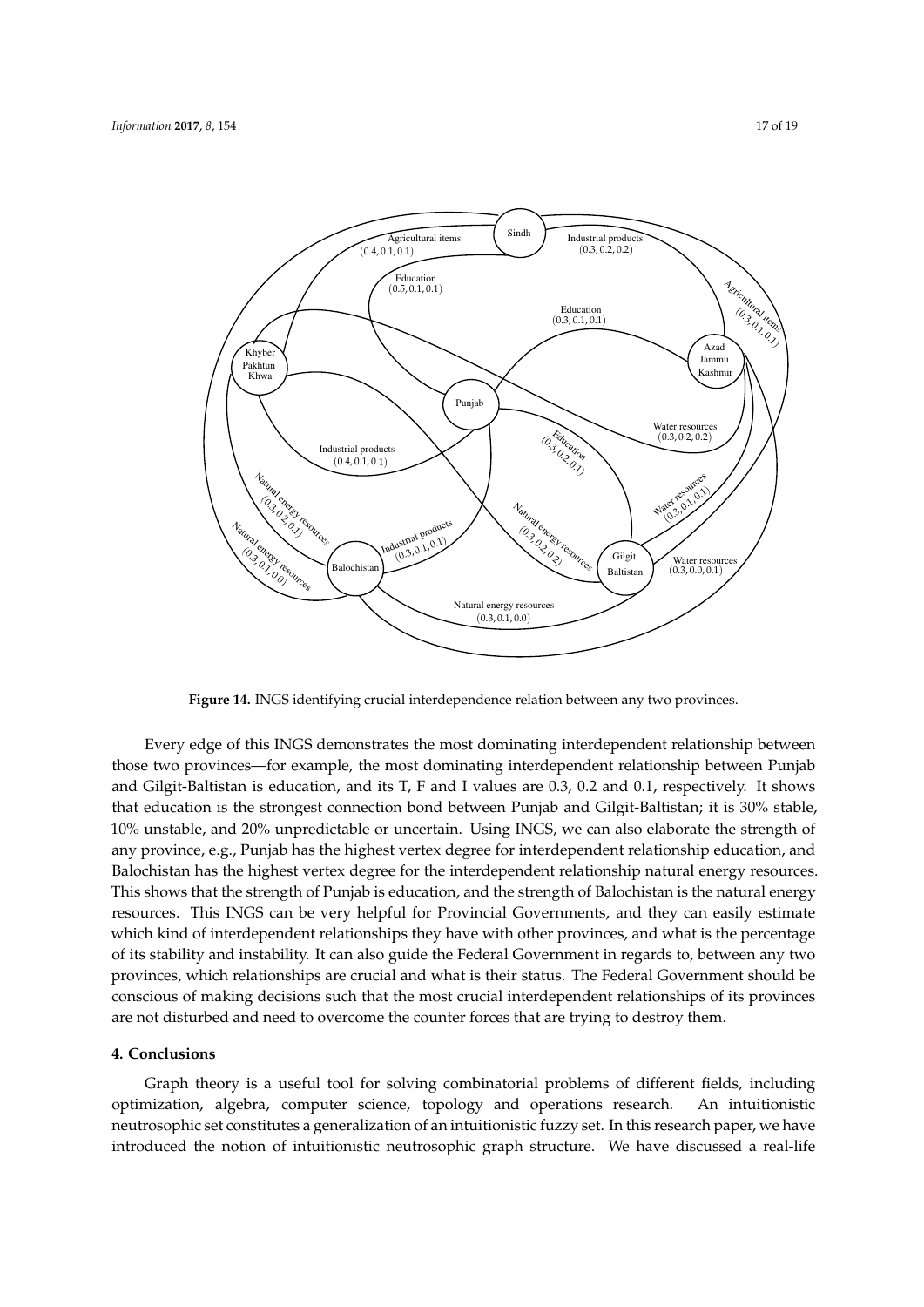**Figure 14.** INGS identifying crucial interdependence relation between any two provinces.

Every edge of this INGS demonstrates the most dominating interdependent relationship between those two provinces—for example, the most dominating interdependent relationship between Punjab and Gilgit-Baltistan is education, and its T, F and I values are 0.3, 0.2 and 0.1, respectively. It shows that education is the strongest connection bond between Punjab and Gilgit-Baltistan; it is 30% stable, 10% unstable, and 20% unpredictable or uncertain. Using INGS, we can also elaborate the strength of any province, e.g., Punjab has the highest vertex degree for interdependent relationship education, and Balochistan has the highest vertex degree for the interdependent relationship natural energy resources. This shows that the strength of Punjab is education, and the strength of Balochistan is the natural energy resources. This INGS can be very helpful for Provincial Governments, and they can easily estimate which kind of interdependent relationships they have with other provinces, and what is the percentage of its stability and instability. It can also guide the Federal Government in regards to, between any two provinces, which relationships are crucial and what is their status. The Federal Government should be conscious of making decisions such that the most crucial interdependent relationships of its provinces are not disturbed and need to overcome the counter forces that are trying to destroy them.

## 4. Conclusions

Graph theory is a useful tool for solving combinatorial problems of different fields, including optimization, algebra, computer science, topology and operations research. An intuitionistic neutrosophic set constitutes a generalization of an intuitionistic fuzzy set. In this research paper, we have introduced the notion of intuitionistic neutrosophic graph structure. We have discussed a real-life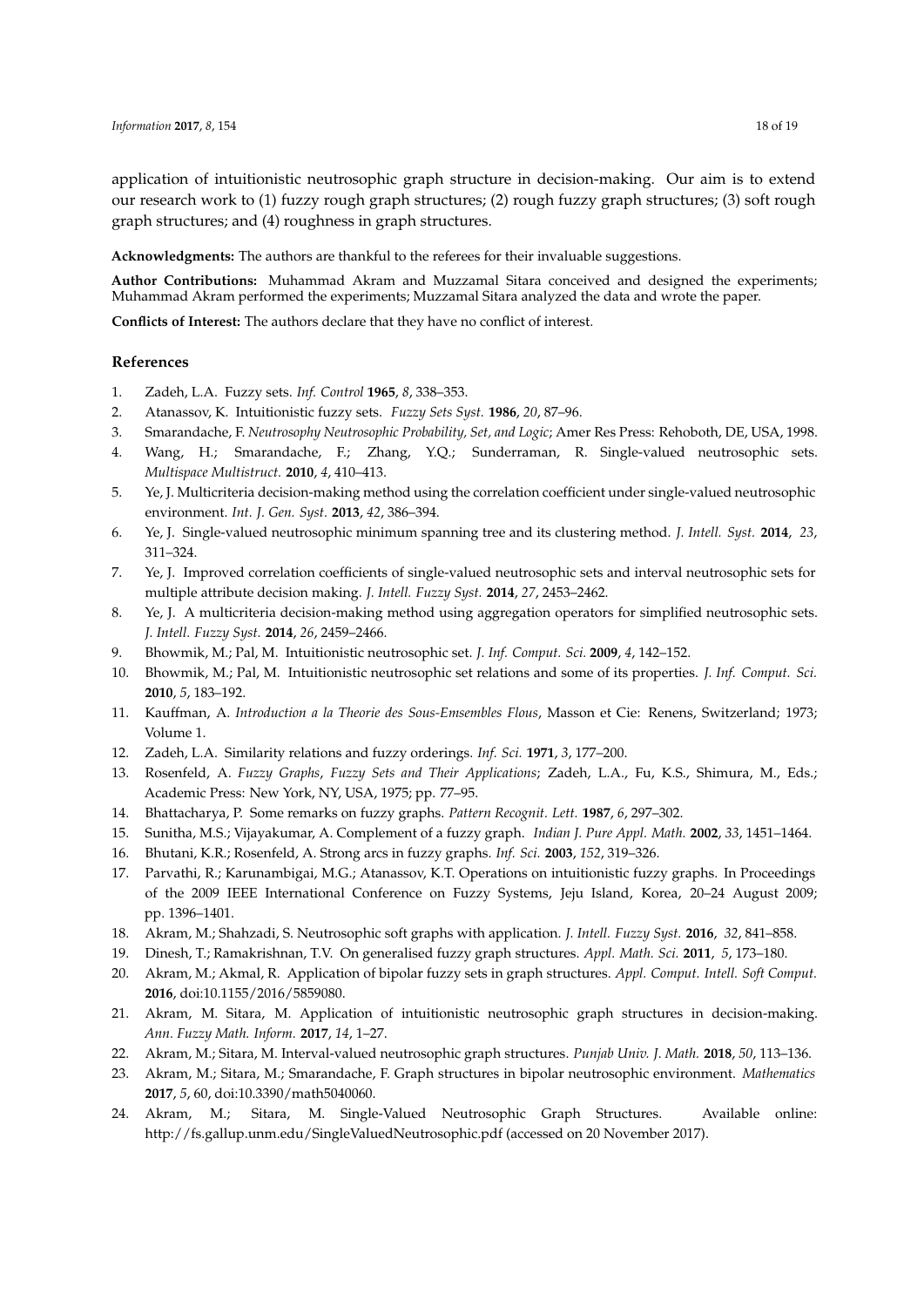application of intuitionistic neutrosophic graph structure in decision-making. Our aim is to extend our research work to (1) fuzzy rough graph structures; (2) rough fuzzy graph structures; (3) soft rough graph structures; and (4) roughness in graph structures.

**Acknowledgments:** The authors are thankful to the referees for their invaluable suggestions.

**Author Contributions:** Muhammad Akram and Muzzamal Sitara conceived and designed the experiments; Muhammad Akram performed the experiments; Muzzamal Sitara analyzed the data and wrote the paper.

**Conflicts of Interest:** The authors declare that they have no conflict of interest.

## References

1. Zadeh, L.A. Fuzzy sets. *Inf. Control* **1965**, *8*, 338–353.
2. Atanassov, K. Intuitionistic fuzzy sets. *Fuzzy Sets Syst.* **1986**, *20*, 87–96.
3. Smarandache, F. *Neutrosophy Neutrosophic Probability, Set, and Logic*; Amer Res Press: Rehoboth, DE, USA, 1998.
4. Wang, H.; Smarandache, F.; Zhang, Y.Q.; Sunderraman, R. Single-valued neutrosophic sets. *Multispace Multistruct.* **2010**, *4*, 410–413.
5. Ye, J. Multicriteria decision-making method using the correlation coefficient under single-valued neutrosophic environment. *Int. J. Gen. Syst.* **2013**, *42*, 386–394.
6. Ye, J. Single-valued neutrosophic minimum spanning tree and its clustering method. *J. Intell. Syst.* **2014**, *23*, 311–324.
7. Ye, J. Improved correlation coefficients of single-valued neutrosophic sets and interval neutrosophic sets for multiple attribute decision making. *J. Intell. Fuzzy Syst.* **2014**, *27*, 2453–2462.
8. Ye, J. A multicriteria decision-making method using aggregation operators for simplified neutrosophic sets. *J. Intell. Fuzzy Syst.* **2014**, *26*, 2459–2466.
9. Bhowmik, M.; Pal, M. Intuitionistic neutrosophic set. *J. Inf. Comput. Sci.* **2009**, *4*, 142–152.
10. Bhowmik, M.; Pal, M. Intuitionistic neutrosophic set relations and some of its properties. *J. Inf. Comput. Sci.* **2010**, *5*, 183–192.
11. Kauffman, A. *Introduction a la Theorie des Sous-Emsembles Flous*, Masson et Cie: Renens, Switzerland; 1973; Volume 1.
12. Zadeh, L.A. Similarity relations and fuzzy orderings. *Inf. Sci.* **1971**, *3*, 177–200.
13. Rosenfeld, A. *Fuzzy Graphs*, *Fuzzy Sets and Their Applications*; Zadeh, L.A., Fu, K.S., Shimura, M., Eds.; Academic Press: New York, NY, USA, 1975; pp. 77–95.
14. Bhattacharya, P. Some remarks on fuzzy graphs. *Pattern Recognit. Lett.* **1987**, *6*, 297–302.
15. Sunitha, M.S.; Vijayakumar, A. Complement of a fuzzy graph. *Indian J. Pure Appl. Math.* **2002**, *33*, 1451–1464.
16. Bhutani, K.R.; Rosenfeld, A. Strong arcs in fuzzy graphs. *Inf. Sci.* **2003**, *152*, 319–326.
17. Parvathi, R.; Karunambigai, M.G.; Atanassov, K.T. Operations on intuitionistic fuzzy graphs. In Proceedings of the 2009 IEEE International Conference on Fuzzy Systems, Jeju Island, Korea, 20–24 August 2009; pp. 1396–1401.
18. Akram, M.; Shahzadi, S. Neutrosophic soft graphs with application. *J. Intell. Fuzzy Syst.* **2016**, *32*, 841–858.
19. Dinesh, T.; Ramakrishnan, T.V. On generalised fuzzy graph structures. *Appl. Math. Sci.* **2011**, *5*, 173–180.
20. Akram, M.; Akmal, R. Application of bipolar fuzzy sets in graph structures. *Appl. Comput. Intell. Soft Comput.* **2016**, doi:10.1155/2016/5859080.
21. Akram, M. Sitara, M. Application of intuitionistic neutrosophic graph structures in decision-making. *Ann. Fuzzy Math. Inform.* **2017**, *14*, 1–27.
22. Akram, M.; Sitara, M. Interval-valued neutrosophic graph structures. *Punjab Univ. J. Math.* **2018**, *50*, 113–136.
23. Akram, M.; Sitara, M.; Smarandache, F. Graph structures in bipolar neutrosophic environment. *Mathematics* **2017**, *5*, 60, doi:10.3390/math5040060.
24. Akram, M.; Sitara, M. Single-Valued Neutrosophic Graph Structures. Available online: http://fs.gallup.unm.edu/SingleValuedNeutrosophic.pdf (accessed on 20 November 2017).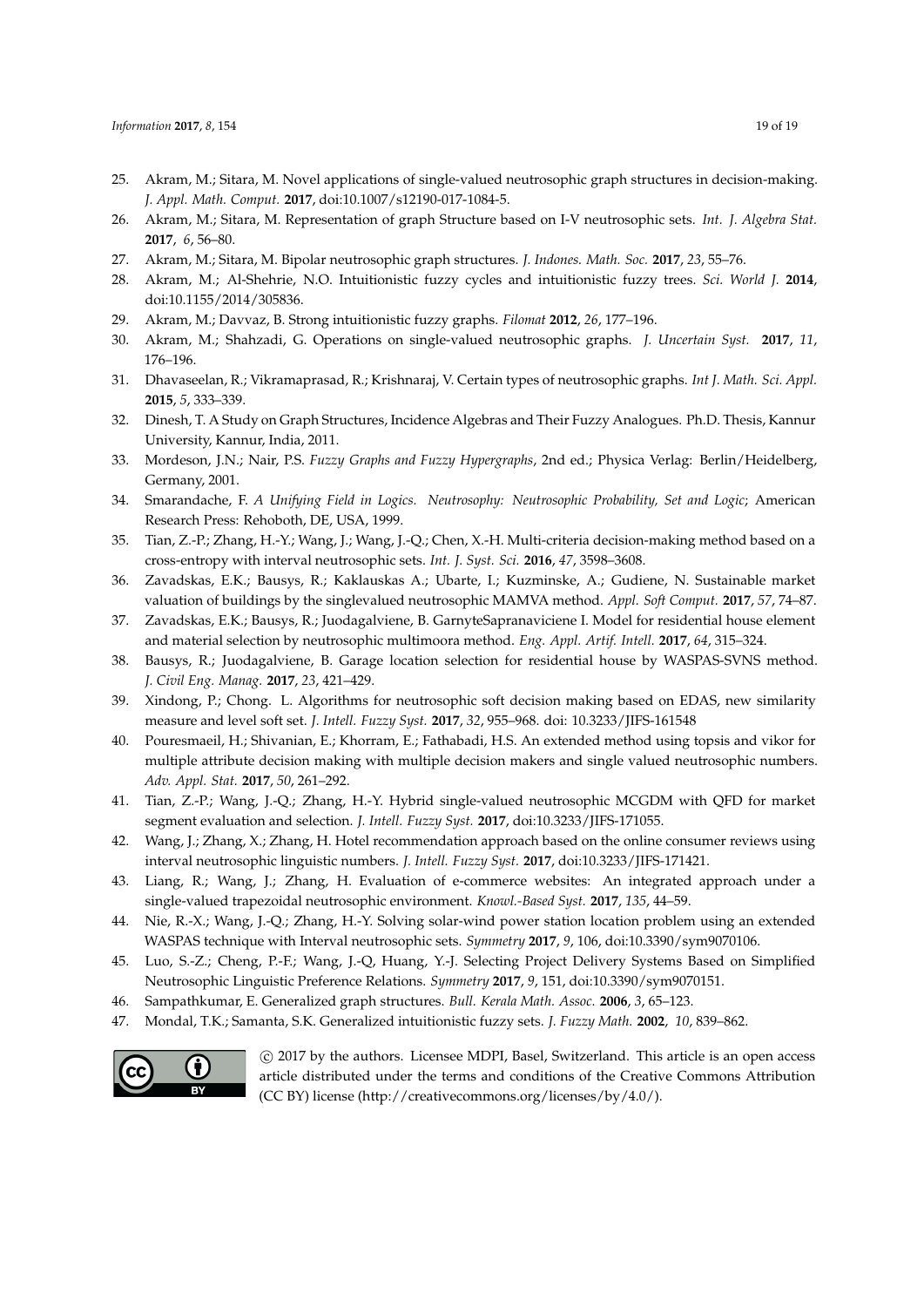25. Akram, M.; Sitara, M. Novel applications of single-valued neutrosophic graph structures in decision-making. *J. Appl. Math. Comput.* **2017**, doi:10.1007/s12190-017-1084-5.
26. Akram, M.; Sitara, M. Representation of graph Structure based on I-V neutrosophic sets. *Int. J. Algebra Stat.* **2017**, *6*, 56–80.
27. Akram, M.; Sitara, M. Bipolar neutrosophic graph structures. *J. Indones. Math. Soc.* **2017**, *23*, 55–76.
28. Akram, M.; Al-Shehrie, N.O. Intuitionistic fuzzy cycles and intuitionistic fuzzy trees. *Sci. World J.* **2014**, doi:10.1155/2014/305836.
29. Akram, M.; Davvaz, B. Strong intuitionistic fuzzy graphs. *Filomat* **2012**, *26*, 177–196.
30. Akram, M.; Shahzadi, G. Operations on single-valued neutrosophic graphs. *J. Uncertain Syst.* **2017**, *11*, 176–196.
31. Dhavaseelan, R.; Vikramaprasad, R.; Krishnaraj, V. Certain types of neutrosophic graphs. *Int J. Math. Sci. Appl.* **2015**, *5*, 333–339.
32. Dinesh, T. A Study on Graph Structures, Incidence Algebras and Their Fuzzy Analogues. Ph.D. Thesis, Kannur University, Kannur, India, 2011.
33. Mordeson, J.N.; Nair, P.S. *Fuzzy Graphs and Fuzzy Hypergraphs*, 2nd ed.; Physica Verlag: Berlin/Heidelberg, Germany, 2001.
34. Smarandache, F. *A Unifying Field in Logics. Neutrosophy: Neutrosophic Probability, Set and Logic*; American Research Press: Rehoboth, DE, USA, 1999.
35. Tian, Z.-P.; Zhang, H.-Y.; Wang, J.; Wang, J.-Q.; Chen, X.-H. Multi-criteria decision-making method based on a cross-entropy with interval neutrosophic sets. *Int. J. Syst. Sci.* **2016**, *47*, 3598–3608.
36. Zavadskas, E.K.; Bausys, R.; Kaklauskas A.; Ubarte, I.; Kuzminske, A.; Gudiene, N. Sustainable market valuation of buildings by the singlevalued neutrosophic MAMVA method. *Appl. Soft Comput.* **2017**, *57*, 74–87.
37. Zavadskas, E.K.; Bausys, R.; Juodagalviene, B. GarnyteSapranaviciene I. Model for residential house element and material selection by neutrosophic multimoora method. *Eng. Appl. Artif. Intell.* **2017**, *64*, 315–324.
38. Bausys, R.; Juodagalviene, B. Garage location selection for residential house by WASPAS-SVNS method. *J. Civil Eng. Manag.* **2017**, *23*, 421–429.
39. Xindong, P.; Chong. L. Algorithms for neutrosophic soft decision making based on EDAS, new similarity measure and level soft set. *J. Intell. Fuzzy Syst.* **2017**, *32*, 955–968. doi: 10.3233/JIFS-161548
40. Pouresmaeil, H.; Shivanian, E.; Khorram, E.; Fathabadi, H.S. An extended method using topsis and vikor for multiple attribute decision making with multiple decision makers and single valued neutrosophic numbers. *Adv. Appl. Stat.* **2017**, *50*, 261–292.
41. Tian, Z.-P.; Wang, J.-Q.; Zhang, H.-Y. Hybrid single-valued neutrosophic MCGDM with QFD for market segment evaluation and selection. *J. Intell. Fuzzy Syst.* **2017**, doi:10.3233/JIFS-171055.
42. Wang, J.; Zhang, X.; Zhang, H. Hotel recommendation approach based on the online consumer reviews using interval neutrosophic linguistic numbers. *J. Intell. Fuzzy Syst.* **2017**, doi:10.3233/JIFS-171421.
43. Liang, R.; Wang, J.; Zhang, H. Evaluation of e-commerce websites: An integrated approach under a single-valued trapezoidal neutrosophic environment. *Knowl.-Based Syst.* **2017**, *135*, 44–59.
44. Nie, R.-X.; Wang, J.-Q.; Zhang, H.-Y. Solving solar-wind power station location problem using an extended WASPAS technique with Interval neutrosophic sets. *Symmetry* **2017**, *9*, 106, doi:10.3390/sym9070106.
45. Luo, S.-Z.; Cheng, P.-F.; Wang, J.-Q, Huang, Y.-J. Selecting Project Delivery Systems Based on Simplified Neutrosophic Linguistic Preference Relations. *Symmetry* **2017**, *9*, 151, doi:10.3390/sym9070151.
46. Sampathkumar, E. Generalized graph structures. *Bull. Kerala Math. Assoc.* **2006**, *3*, 65–123.
47. Mondal, T.K.; Samanta, S.K. Generalized intuitionistic fuzzy sets. *J. Fuzzy Math.* **2002**, *10*, 839–862.

© 2017 by the authors. Licensee MDPI, Basel, Switzerland. This article is an open access article distributed under the terms and conditions of the Creative Commons Attribution (CC BY) license (http://creativecommons.org/licenses/by/4.0/).